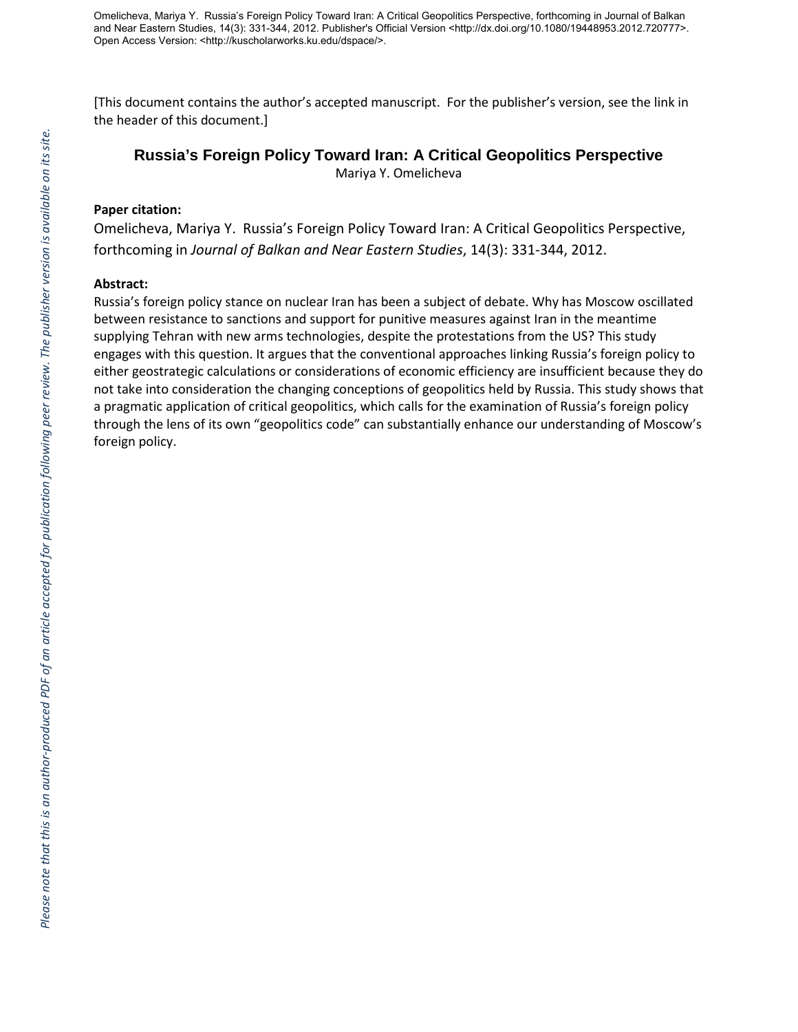[This document contains the author's accepted manuscript. For the publisher's version, see the link in the header of this document.]

# Russia's Foreign Policy Toward Iran: A Critical Geopolitics Perspective

Mariya Y. Omelicheva

**Paper citation:**

Omelicheva, Mariya Y. Russia's Foreign Policy Toward Iran: A Critical Geopolitics Perspective, forthcoming in *Journal of Balkan and Near Eastern Studies*, 14(3): 331-344, 2012.

**Abstract:**

Russia's foreign policy stance on nuclear Iran has been a subject of debate. Why has Moscow oscillated between resistance to sanctions and support for punitive measures against Iran in the meantime supplying Tehran with new arms technologies, despite the protestations from the US? This study engages with this question. It argues that the conventional approaches linking Russia's foreign policy to either geostrategic calculations or considerations of economic efficiency are insufficient because they do not take into consideration the changing conceptions of geopolitics held by Russia. This study shows that a pragmatic application of critical geopolitics, which calls for the examination of Russia's foreign policy through the lens of its own "geopolitics code" can substantially enhance our understanding of Moscow's foreign policy.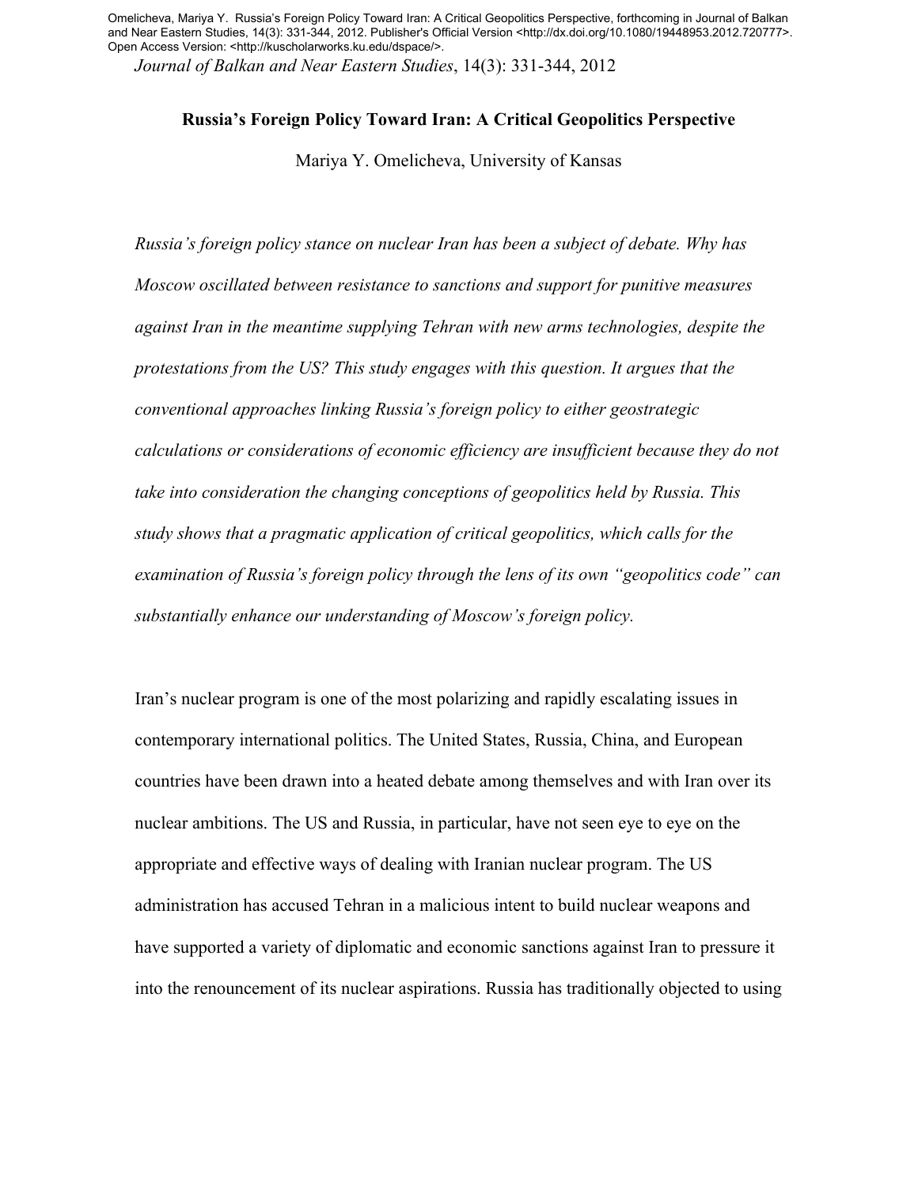Omelicheva, Mariya Y. Russia's Foreign Policy Toward Iran: A Critical Geopolitics Perspective, forthcoming in Journal of Balkan and Near Eastern Studies, 14(3): 331-344, 2012. Publisher's Official Version <http://dx.doi.org/10.1080/19448953.2012.720777>. Open Access Version: <http://kuscholarworks.ku.edu/dspace/>.

*Journal of Balkan and Near Eastern Studies*, 14(3): 331-344, 2012

**Russia's Foreign Policy Toward Iran: A Critical Geopolitics Perspective**

Mariya Y. Omelicheva, University of Kansas

*Russia's foreign policy stance on nuclear Iran has been a subject of debate. Why has Moscow oscillated between resistance to sanctions and support for punitive measures against Iran in the meantime supplying Tehran with new arms technologies, despite the protestations from the US? This study engages with this question. It argues that the conventional approaches linking Russia's foreign policy to either geostrategic calculations or considerations of economic efficiency are insufficient because they do not take into consideration the changing conceptions of geopolitics held by Russia. This study shows that a pragmatic application of critical geopolitics, which calls for the examination of Russia's foreign policy through the lens of its own "geopolitics code" can substantially enhance our understanding of Moscow's foreign policy.*

Iran's nuclear program is one of the most polarizing and rapidly escalating issues in contemporary international politics. The United States, Russia, China, and European countries have been drawn into a heated debate among themselves and with Iran over its nuclear ambitions. The US and Russia, in particular, have not seen eye to eye on the appropriate and effective ways of dealing with Iranian nuclear program. The US administration has accused Tehran in a malicious intent to build nuclear weapons and have supported a variety of diplomatic and economic sanctions against Iran to pressure it into the renouncement of its nuclear aspirations. Russia has traditionally objected to using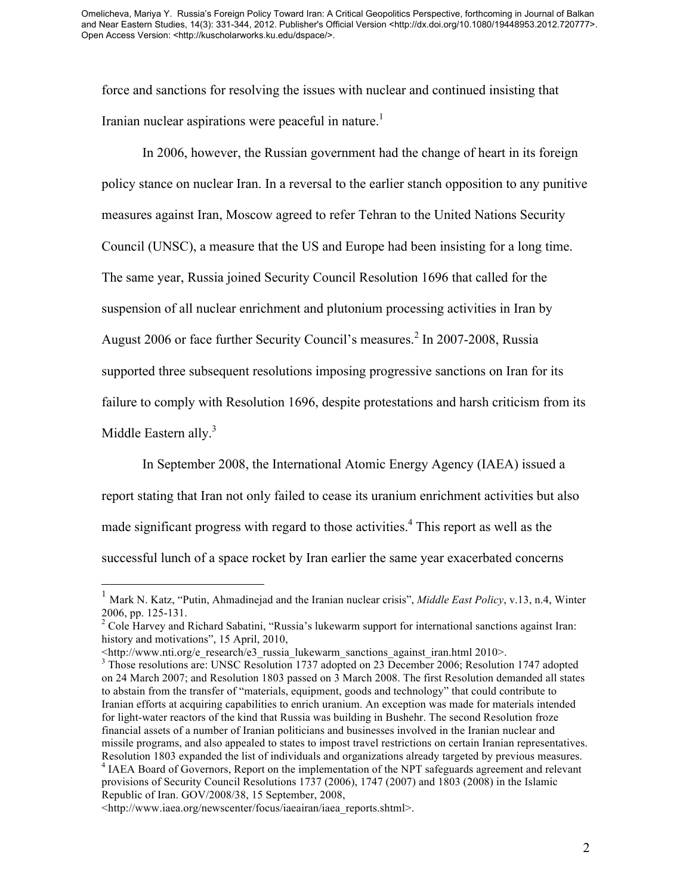force and sanctions for resolving the issues with nuclear and continued insisting that Iranian nuclear aspirations were peaceful in nature.[1]

In 2006, however, the Russian government had the change of heart in its foreign policy stance on nuclear Iran. In a reversal to the earlier stanch opposition to any punitive measures against Iran, Moscow agreed to refer Tehran to the United Nations Security Council (UNSC), a measure that the US and Europe had been insisting for a long time. The same year, Russia joined Security Council Resolution 1696 that called for the suspension of all nuclear enrichment and plutonium processing activities in Iran by August 2006 or face further Security Council's measures.[2] In 2007-2008, Russia supported three subsequent resolutions imposing progressive sanctions on Iran for its failure to comply with Resolution 1696, despite protestations and harsh criticism from its Middle Eastern ally.[3]

In September 2008, the International Atomic Energy Agency (IAEA) issued a report stating that Iran not only failed to cease its uranium enrichment activities but also made significant progress with regard to those activities.[4] This report as well as the successful lunch of a space rocket by Iran earlier the same year exacerbated concerns

---

[1] Mark N. Katz, "Putin, Ahmadinejad and the Iranian nuclear crisis", *Middle East Policy*, v.13, n.4, Winter 2006, pp. 125-131.

[2] Cole Harvey and Richard Sabatini, "Russia's lukewarm support for international sanctions against Iran: history and motivations", 15 April, 2010, <http://www.nti.org/e_research/e3_russia_lukewarm_sanctions_against_iran.html 2010>.

[3] Those resolutions are: UNSC Resolution 1737 adopted on 23 December 2006; Resolution 1747 adopted on 24 March 2007; and Resolution 1803 passed on 3 March 2008. The first Resolution demanded all states to abstain from the transfer of "materials, equipment, goods and technology" that could contribute to Iranian efforts at acquiring capabilities to enrich uranium. An exception was made for materials intended for light-water reactors of the kind that Russia was building in Bushehr. The second Resolution froze financial assets of a number of Iranian politicians and businesses involved in the Iranian nuclear and missile programs, and also appealed to states to impost travel restrictions on certain Iranian representatives. Resolution 1803 expanded the list of individuals and organizations already targeted by previous measures.

[4] IAEA Board of Governors, Report on the implementation of the NPT safeguards agreement and relevant provisions of Security Council Resolutions 1737 (2006), 1747 (2007) and 1803 (2008) in the Islamic Republic of Iran. GOV/2008/38, 15 September, 2008, <http://www.iaea.org/newscenter/focus/iaeairan/iaea_reports.shtml>.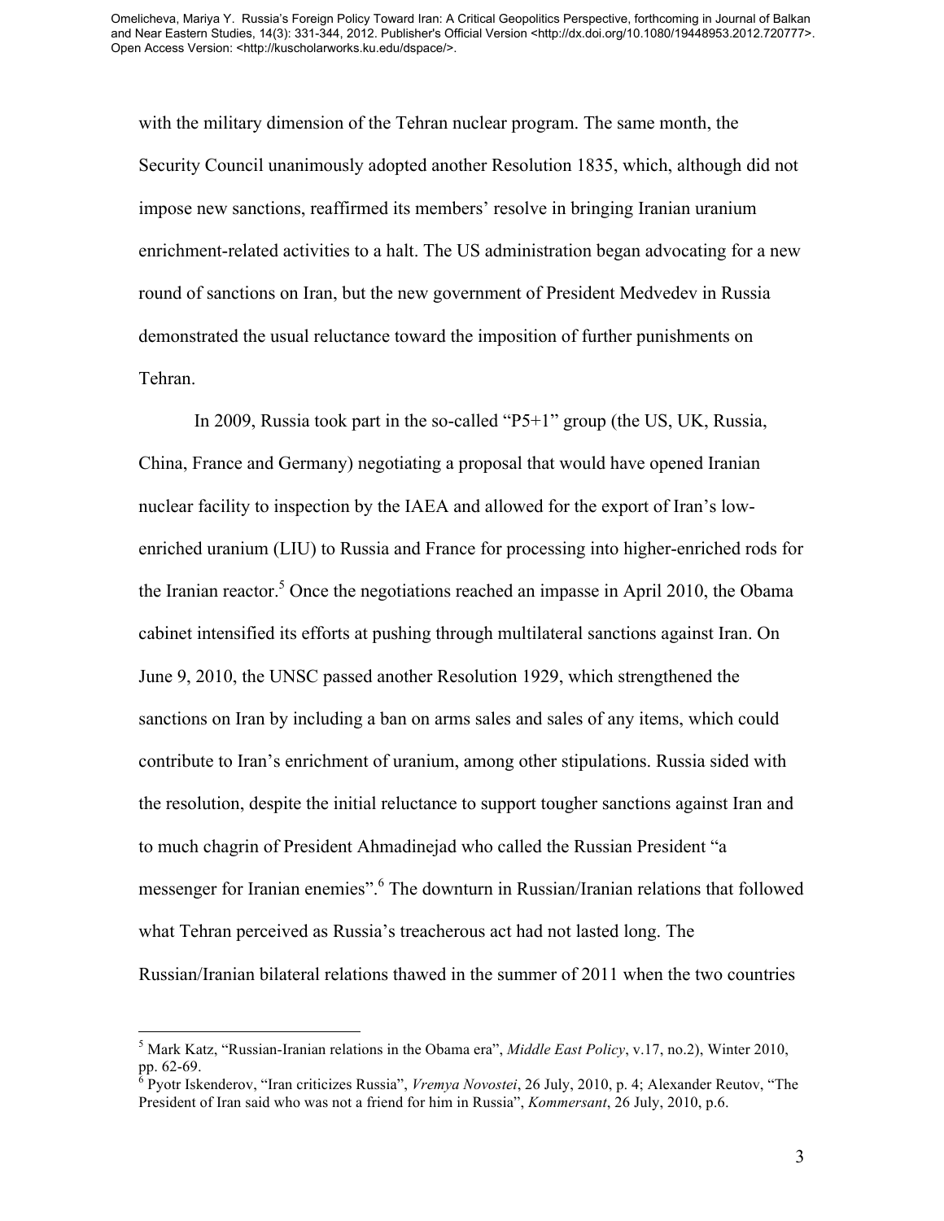with the military dimension of the Tehran nuclear program. The same month, the Security Council unanimously adopted another Resolution 1835, which, although did not impose new sanctions, reaffirmed its members' resolve in bringing Iranian uranium enrichment-related activities to a halt. The US administration began advocating for a new round of sanctions on Iran, but the new government of President Medvedev in Russia demonstrated the usual reluctance toward the imposition of further punishments on Tehran.

In 2009, Russia took part in the so-called "P5+1" group (the US, UK, Russia, China, France and Germany) negotiating a proposal that would have opened Iranian nuclear facility to inspection by the IAEA and allowed for the export of Iran's low-enriched uranium (LIU) to Russia and France for processing into higher-enriched rods for the Iranian reactor.[5] Once the negotiations reached an impasse in April 2010, the Obama cabinet intensified its efforts at pushing through multilateral sanctions against Iran. On June 9, 2010, the UNSC passed another Resolution 1929, which strengthened the sanctions on Iran by including a ban on arms sales and sales of any items, which could contribute to Iran's enrichment of uranium, among other stipulations. Russia sided with the resolution, despite the initial reluctance to support tougher sanctions against Iran and to much chagrin of President Ahmadinejad who called the Russian President "a messenger for Iranian enemies".[6] The downturn in Russian/Iranian relations that followed what Tehran perceived as Russia's treacherous act had not lasted long. The Russian/Iranian bilateral relations thawed in the summer of 2011 when the two countries

---

[5] Mark Katz, "Russian-Iranian relations in the Obama era", *Middle East Policy*, v.17, no.2), Winter 2010, pp. 62-69.

[6] Pyotr Iskenderov, "Iran criticizes Russia", *Vremya Novostei*, 26 July, 2010, p. 4; Alexander Reutov, "The President of Iran said who was not a friend for him in Russia", *Kommersant*, 26 July, 2010, p.6.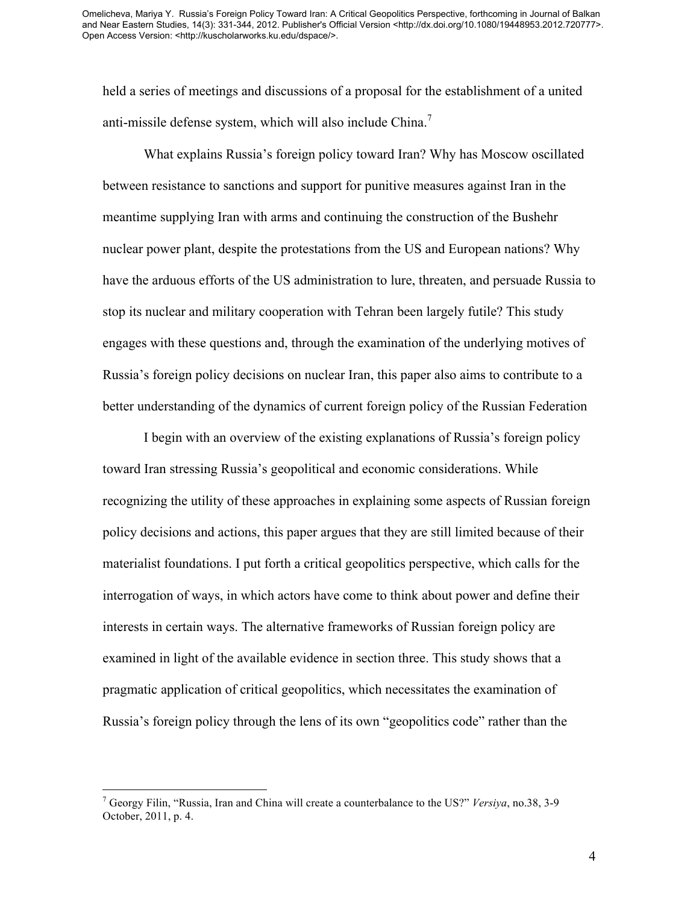held a series of meetings and discussions of a proposal for the establishment of a united anti-missile defense system, which will also include China.[7]

What explains Russia's foreign policy toward Iran? Why has Moscow oscillated between resistance to sanctions and support for punitive measures against Iran in the meantime supplying Iran with arms and continuing the construction of the Bushehr nuclear power plant, despite the protestations from the US and European nations? Why have the arduous efforts of the US administration to lure, threaten, and persuade Russia to stop its nuclear and military cooperation with Tehran been largely futile? This study engages with these questions and, through the examination of the underlying motives of Russia's foreign policy decisions on nuclear Iran, this paper also aims to contribute to a better understanding of the dynamics of current foreign policy of the Russian Federation

I begin with an overview of the existing explanations of Russia's foreign policy toward Iran stressing Russia's geopolitical and economic considerations. While recognizing the utility of these approaches in explaining some aspects of Russian foreign policy decisions and actions, this paper argues that they are still limited because of their materialist foundations. I put forth a critical geopolitics perspective, which calls for the interrogation of ways, in which actors have come to think about power and define their interests in certain ways. The alternative frameworks of Russian foreign policy are examined in light of the available evidence in section three. This study shows that a pragmatic application of critical geopolitics, which necessitates the examination of Russia's foreign policy through the lens of its own "geopolitics code" rather than the

---

[7] Georgy Filin, "Russia, Iran and China will create a counterbalance to the US?" *Versiya*, no.38, 3-9 October, 2011, p. 4.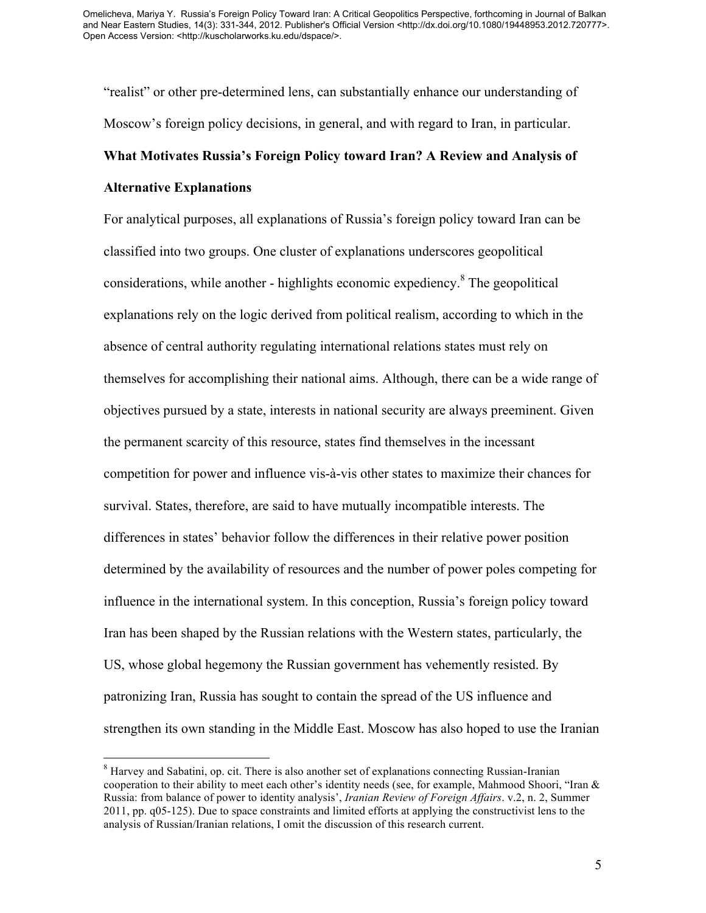"realist" or other pre-determined lens, can substantially enhance our understanding of Moscow's foreign policy decisions, in general, and with regard to Iran, in particular.

**What Motivates Russia's Foreign Policy toward Iran? A Review and Analysis of Alternative Explanations**

For analytical purposes, all explanations of Russia's foreign policy toward Iran can be classified into two groups. One cluster of explanations underscores geopolitical considerations, while another - highlights economic expediency.[8] The geopolitical explanations rely on the logic derived from political realism, according to which in the absence of central authority regulating international relations states must rely on themselves for accomplishing their national aims. Although, there can be a wide range of objectives pursued by a state, interests in national security are always preeminent. Given the permanent scarcity of this resource, states find themselves in the incessant competition for power and influence vis-à-vis other states to maximize their chances for survival. States, therefore, are said to have mutually incompatible interests. The differences in states' behavior follow the differences in their relative power position determined by the availability of resources and the number of power poles competing for influence in the international system. In this conception, Russia's foreign policy toward Iran has been shaped by the Russian relations with the Western states, particularly, the US, whose global hegemony the Russian government has vehemently resisted. By patronizing Iran, Russia has sought to contain the spread of the US influence and strengthen its own standing in the Middle East. Moscow has also hoped to use the Iranian

---

[8] Harvey and Sabatini, op. cit. There is also another set of explanations connecting Russian-Iranian cooperation to their ability to meet each other's identity needs (see, for example, Mahmood Shoori, "Iran & Russia: from balance of power to identity analysis', *Iranian Review of Foreign Affairs*. v.2, n. 2, Summer 2011, pp. q05-125). Due to space constraints and limited efforts at applying the constructivist lens to the analysis of Russian/Iranian relations, I omit the discussion of this research current.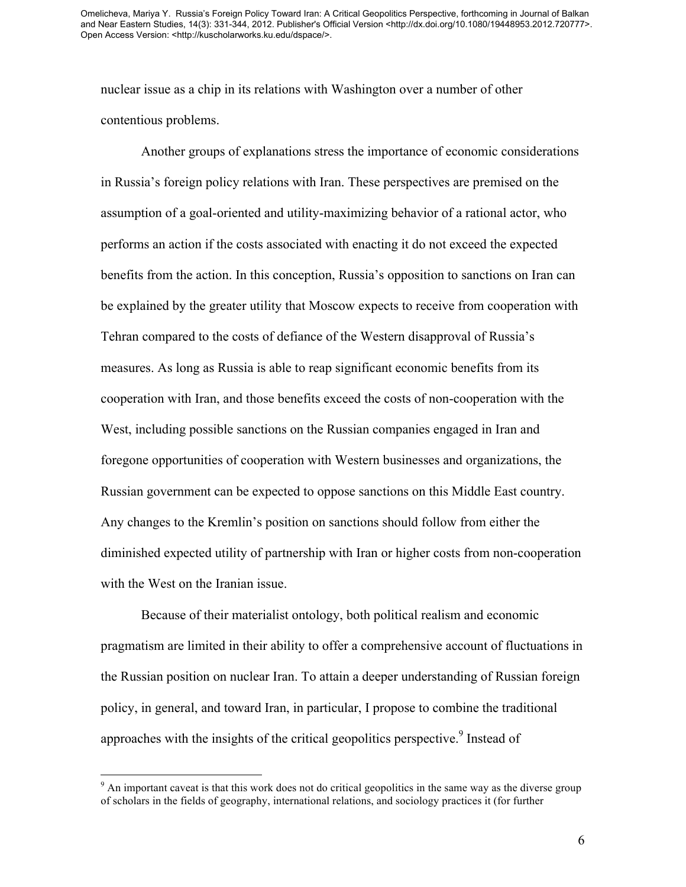nuclear issue as a chip in its relations with Washington over a number of other contentious problems.

Another groups of explanations stress the importance of economic considerations in Russia's foreign policy relations with Iran. These perspectives are premised on the assumption of a goal-oriented and utility-maximizing behavior of a rational actor, who performs an action if the costs associated with enacting it do not exceed the expected benefits from the action. In this conception, Russia's opposition to sanctions on Iran can be explained by the greater utility that Moscow expects to receive from cooperation with Tehran compared to the costs of defiance of the Western disapproval of Russia's measures. As long as Russia is able to reap significant economic benefits from its cooperation with Iran, and those benefits exceed the costs of non-cooperation with the West, including possible sanctions on the Russian companies engaged in Iran and foregone opportunities of cooperation with Western businesses and organizations, the Russian government can be expected to oppose sanctions on this Middle East country. Any changes to the Kremlin's position on sanctions should follow from either the diminished expected utility of partnership with Iran or higher costs from non-cooperation with the West on the Iranian issue.

Because of their materialist ontology, both political realism and economic pragmatism are limited in their ability to offer a comprehensive account of fluctuations in the Russian position on nuclear Iran. To attain a deeper understanding of Russian foreign policy, in general, and toward Iran, in particular, I propose to combine the traditional approaches with the insights of the critical geopolitics perspective.[9] Instead of

[9] An important caveat is that this work does not do critical geopolitics in the same way as the diverse group of scholars in the fields of geography, international relations, and sociology practices it (for further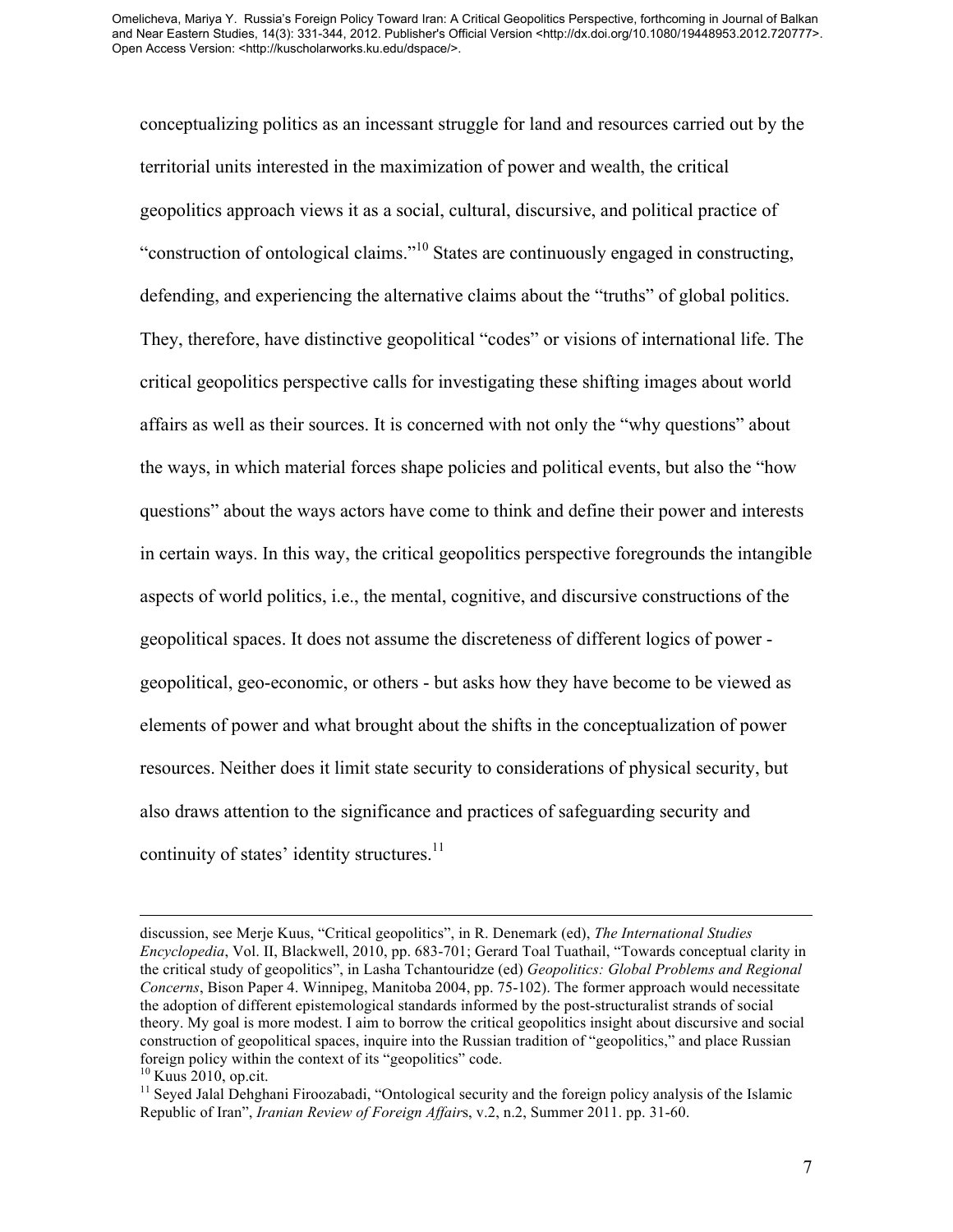conceptualizing politics as an incessant struggle for land and resources carried out by the territorial units interested in the maximization of power and wealth, the critical geopolitics approach views it as a social, cultural, discursive, and political practice of "construction of ontological claims."[10] States are continuously engaged in constructing, defending, and experiencing the alternative claims about the "truths" of global politics. They, therefore, have distinctive geopolitical "codes" or visions of international life. The critical geopolitics perspective calls for investigating these shifting images about world affairs as well as their sources. It is concerned with not only the "why questions" about the ways, in which material forces shape policies and political events, but also the "how questions" about the ways actors have come to think and define their power and interests in certain ways. In this way, the critical geopolitics perspective foregrounds the intangible aspects of world politics, i.e., the mental, cognitive, and discursive constructions of the geopolitical spaces. It does not assume the discreteness of different logics of power - geopolitical, geo-economic, or others - but asks how they have become to be viewed as elements of power and what brought about the shifts in the conceptualization of power resources. Neither does it limit state security to considerations of physical security, but also draws attention to the significance and practices of safeguarding security and continuity of states' identity structures.[11]

---

discussion, see Merje Kuus, "Critical geopolitics", in R. Denemark (ed), *The International Studies Encyclopedia*, Vol. II, Blackwell, 2010, pp. 683-701; Gerard Toal Tuathail, "Towards conceptual clarity in the critical study of geopolitics", in Lasha Tchantouridze (ed) *Geopolitics: Global Problems and Regional Concerns*, Bison Paper 4. Winnipeg, Manitoba 2004, pp. 75-102). The former approach would necessitate the adoption of different epistemological standards informed by the post-structuralist strands of social theory. My goal is more modest. I aim to borrow the critical geopolitics insight about discursive and social construction of geopolitical spaces, inquire into the Russian tradition of "geopolitics," and place Russian foreign policy within the context of its "geopolitics" code.

[10] Kuus 2010, op.cit.

[11] Seyed Jalal Dehghani Firoozabadi, "Ontological security and the foreign policy analysis of the Islamic Republic of Iran", *Iranian Review of Foreign Affairs*, v.2, n.2, Summer 2011. pp. 31-60.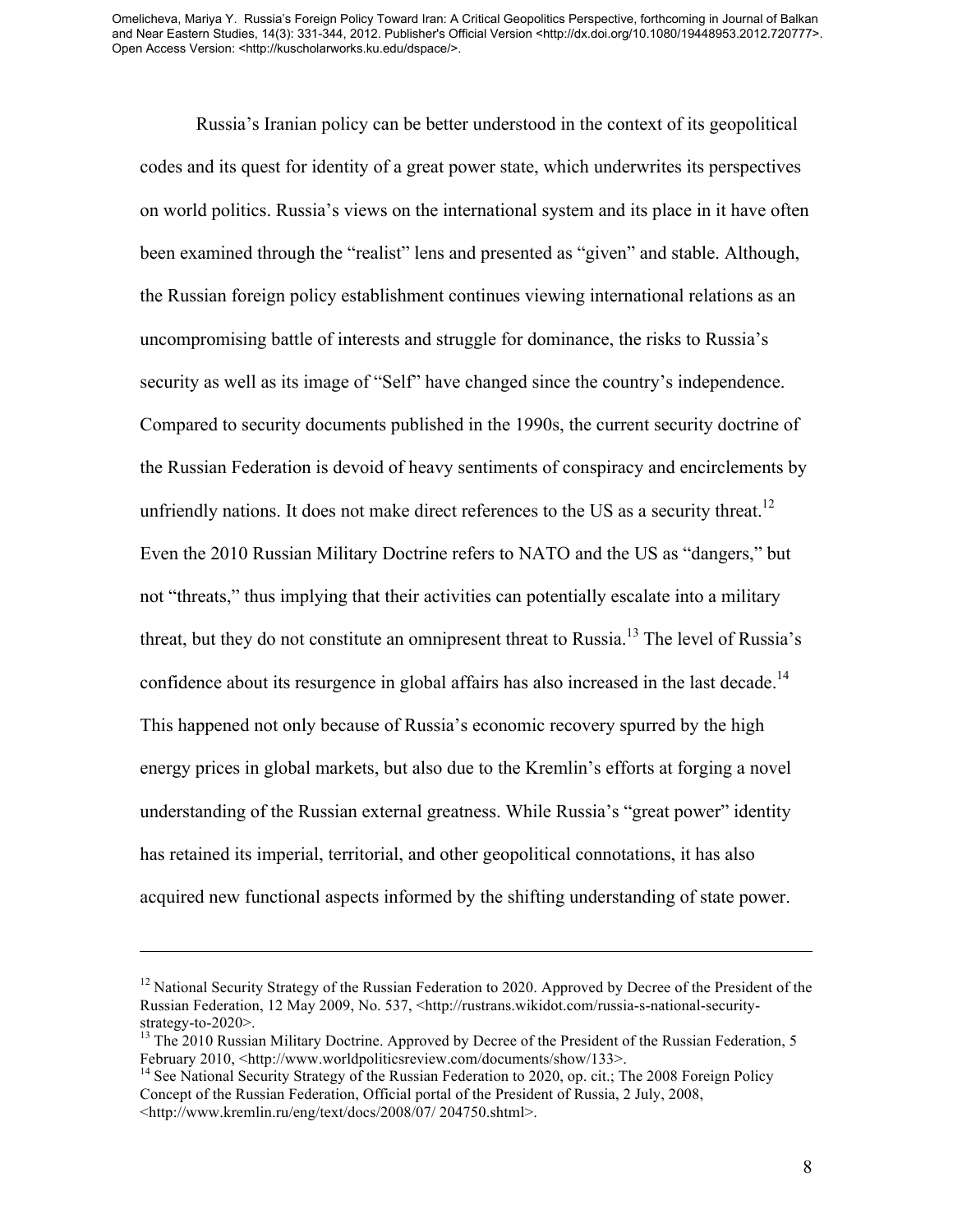Russia's Iranian policy can be better understood in the context of its geopolitical codes and its quest for identity of a great power state, which underwrites its perspectives on world politics. Russia's views on the international system and its place in it have often been examined through the "realist" lens and presented as "given" and stable. Although, the Russian foreign policy establishment continues viewing international relations as an uncompromising battle of interests and struggle for dominance, the risks to Russia's security as well as its image of "Self" have changed since the country's independence. Compared to security documents published in the 1990s, the current security doctrine of the Russian Federation is devoid of heavy sentiments of conspiracy and encirclements by unfriendly nations. It does not make direct references to the US as a security threat.[12] Even the 2010 Russian Military Doctrine refers to NATO and the US as "dangers," but not "threats," thus implying that their activities can potentially escalate into a military threat, but they do not constitute an omnipresent threat to Russia.[13] The level of Russia's confidence about its resurgence in global affairs has also increased in the last decade.[14] This happened not only because of Russia's economic recovery spurred by the high energy prices in global markets, but also due to the Kremlin's efforts at forging a novel understanding of the Russian external greatness. While Russia's "great power" identity has retained its imperial, territorial, and other geopolitical connotations, it has also acquired new functional aspects informed by the shifting understanding of state power.

---

[12] National Security Strategy of the Russian Federation to 2020. Approved by Decree of the President of the Russian Federation, 12 May 2009, No. 537, <http://rustrans.wikidot.com/russia-s-national-security-strategy-to-2020>.

[13] The 2010 Russian Military Doctrine. Approved by Decree of the President of the Russian Federation, 5 February 2010, <http://www.worldpoliticsreview.com/documents/show/133>.

[14] See National Security Strategy of the Russian Federation to 2020, op. cit.; The 2008 Foreign Policy Concept of the Russian Federation, Official portal of the President of Russia, 2 July, 2008, <http://www.kremlin.ru/eng/text/docs/2008/07/ 204750.shtml>.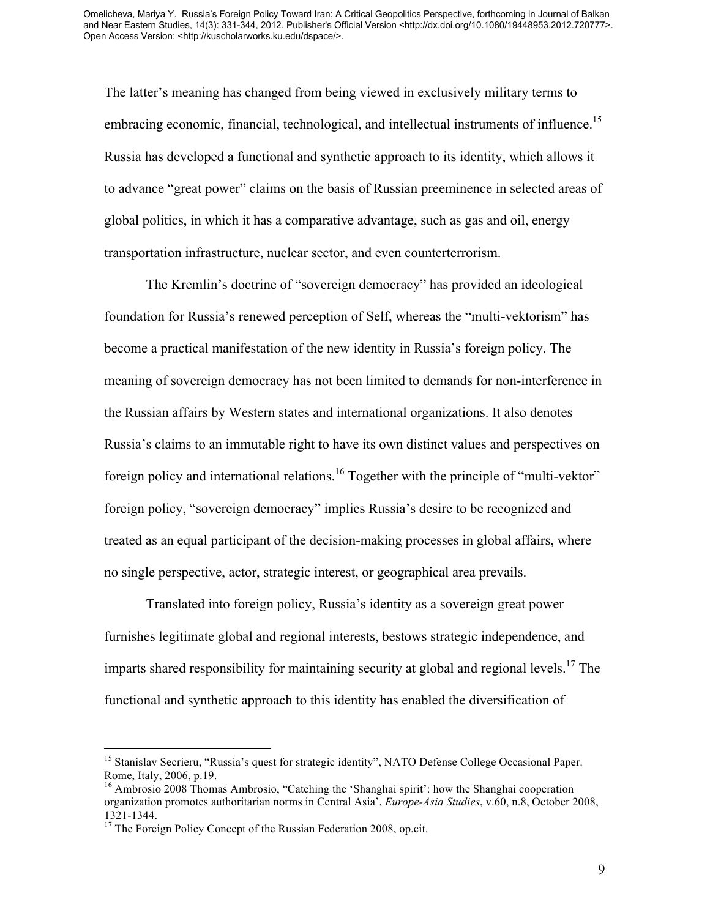The latter's meaning has changed from being viewed in exclusively military terms to embracing economic, financial, technological, and intellectual instruments of influence.[15] Russia has developed a functional and synthetic approach to its identity, which allows it to advance "great power" claims on the basis of Russian preeminence in selected areas of global politics, in which it has a comparative advantage, such as gas and oil, energy transportation infrastructure, nuclear sector, and even counterterrorism.

The Kremlin's doctrine of "sovereign democracy" has provided an ideological foundation for Russia's renewed perception of Self, whereas the "multi-vektorism" has become a practical manifestation of the new identity in Russia's foreign policy. The meaning of sovereign democracy has not been limited to demands for non-interference in the Russian affairs by Western states and international organizations. It also denotes Russia's claims to an immutable right to have its own distinct values and perspectives on foreign policy and international relations.[16] Together with the principle of "multi-vektor" foreign policy, "sovereign democracy" implies Russia's desire to be recognized and treated as an equal participant of the decision-making processes in global affairs, where no single perspective, actor, strategic interest, or geographical area prevails.

Translated into foreign policy, Russia's identity as a sovereign great power furnishes legitimate global and regional interests, bestows strategic independence, and imparts shared responsibility for maintaining security at global and regional levels.[17] The functional and synthetic approach to this identity has enabled the diversification of

---

[15] Stanislav Secrieru, "Russia's quest for strategic identity", NATO Defense College Occasional Paper. Rome, Italy, 2006, p.19.

[16] Ambrosio 2008 Thomas Ambrosio, "Catching the 'Shanghai spirit': how the Shanghai cooperation organization promotes authoritarian norms in Central Asia', *Europe-Asia Studies*, v.60, n.8, October 2008, 1321-1344.

[17] The Foreign Policy Concept of the Russian Federation 2008, op.cit.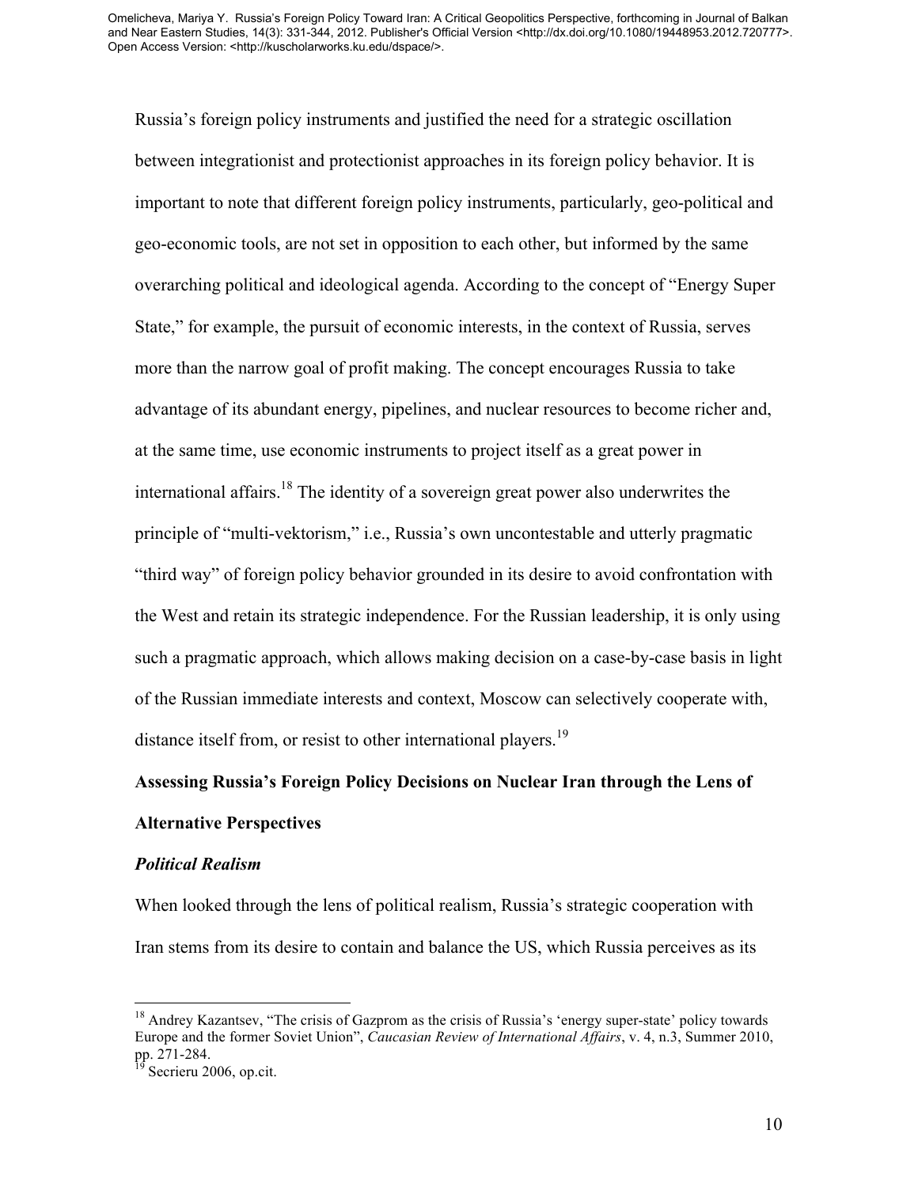Russia's foreign policy instruments and justified the need for a strategic oscillation between integrationist and protectionist approaches in its foreign policy behavior. It is important to note that different foreign policy instruments, particularly, geo-political and geo-economic tools, are not set in opposition to each other, but informed by the same overarching political and ideological agenda. According to the concept of "Energy Super State," for example, the pursuit of economic interests, in the context of Russia, serves more than the narrow goal of profit making. The concept encourages Russia to take advantage of its abundant energy, pipelines, and nuclear resources to become richer and, at the same time, use economic instruments to project itself as a great power in international affairs.[18] The identity of a sovereign great power also underwrites the principle of "multi-vektorism," i.e., Russia's own uncontestable and utterly pragmatic "third way" of foreign policy behavior grounded in its desire to avoid confrontation with the West and retain its strategic independence. For the Russian leadership, it is only using such a pragmatic approach, which allows making decision on a case-by-case basis in light of the Russian immediate interests and context, Moscow can selectively cooperate with, distance itself from, or resist to other international players.[19]

## Assessing Russia's Foreign Policy Decisions on Nuclear Iran through the Lens of Alternative Perspectives

### *Political Realism*

When looked through the lens of political realism, Russia's strategic cooperation with Iran stems from its desire to contain and balance the US, which Russia perceives as its

---

[18] Andrey Kazantsev, "The crisis of Gazprom as the crisis of Russia's 'energy super-state' policy towards Europe and the former Soviet Union", *Caucasian Review of International Affairs*, v. 4, n.3, Summer 2010, pp. 271-284.

[19] Secrieru 2006, op.cit.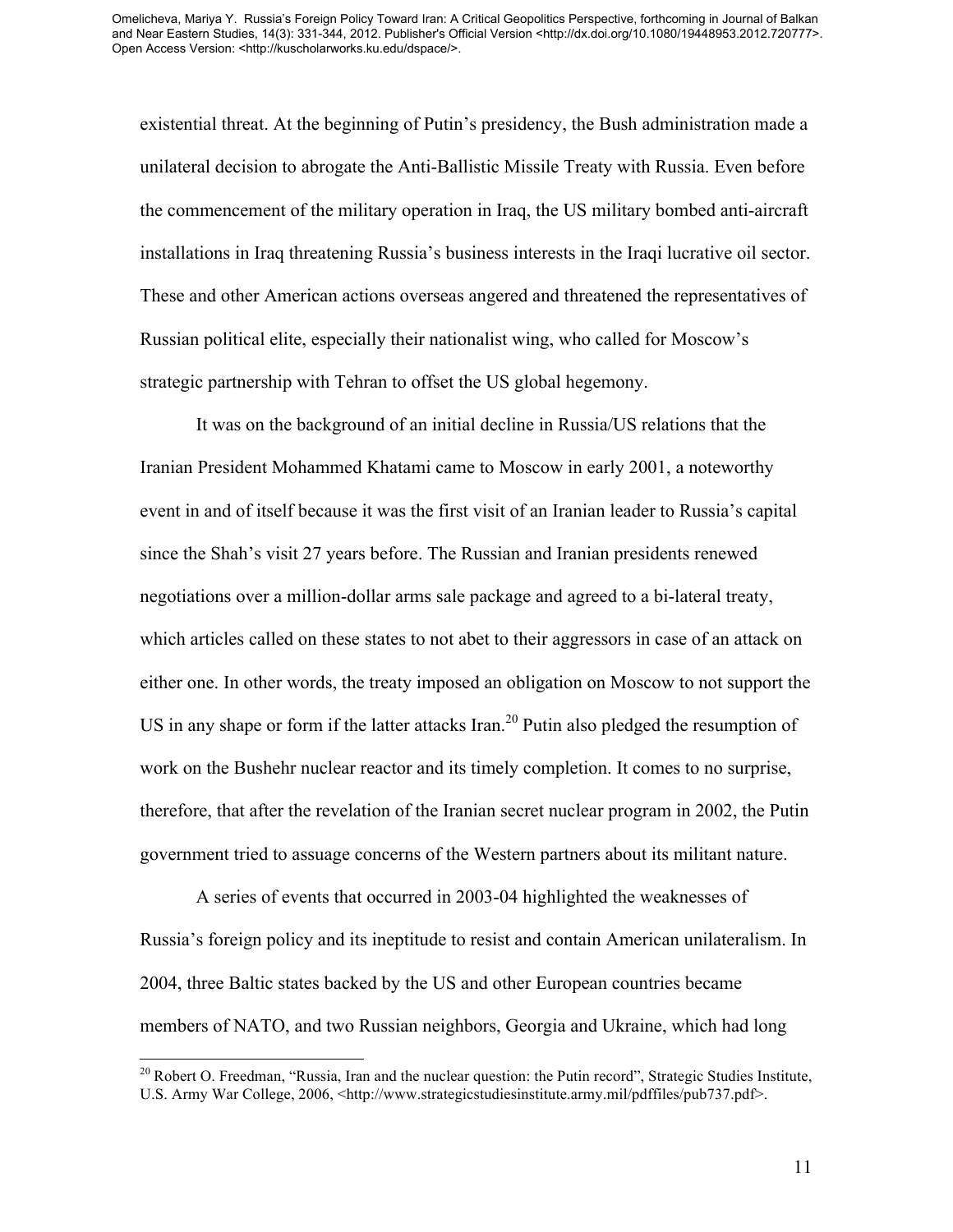existential threat. At the beginning of Putin's presidency, the Bush administration made a unilateral decision to abrogate the Anti-Ballistic Missile Treaty with Russia. Even before the commencement of the military operation in Iraq, the US military bombed anti-aircraft installations in Iraq threatening Russia's business interests in the Iraqi lucrative oil sector. These and other American actions overseas angered and threatened the representatives of Russian political elite, especially their nationalist wing, who called for Moscow's strategic partnership with Tehran to offset the US global hegemony.

It was on the background of an initial decline in Russia/US relations that the Iranian President Mohammed Khatami came to Moscow in early 2001, a noteworthy event in and of itself because it was the first visit of an Iranian leader to Russia's capital since the Shah's visit 27 years before. The Russian and Iranian presidents renewed negotiations over a million-dollar arms sale package and agreed to a bi-lateral treaty, which articles called on these states to not abet to their aggressors in case of an attack on either one. In other words, the treaty imposed an obligation on Moscow to not support the US in any shape or form if the latter attacks Iran.[20] Putin also pledged the resumption of work on the Bushehr nuclear reactor and its timely completion. It comes to no surprise, therefore, that after the revelation of the Iranian secret nuclear program in 2002, the Putin government tried to assuage concerns of the Western partners about its militant nature.

A series of events that occurred in 2003-04 highlighted the weaknesses of Russia's foreign policy and its ineptitude to resist and contain American unilateralism. In 2004, three Baltic states backed by the US and other European countries became members of NATO, and two Russian neighbors, Georgia and Ukraine, which had long

[20] Robert O. Freedman, "Russia, Iran and the nuclear question: the Putin record", Strategic Studies Institute, U.S. Army War College, 2006, <http://www.strategicstudiesinstitute.army.mil/pdffiles/pub737.pdf>.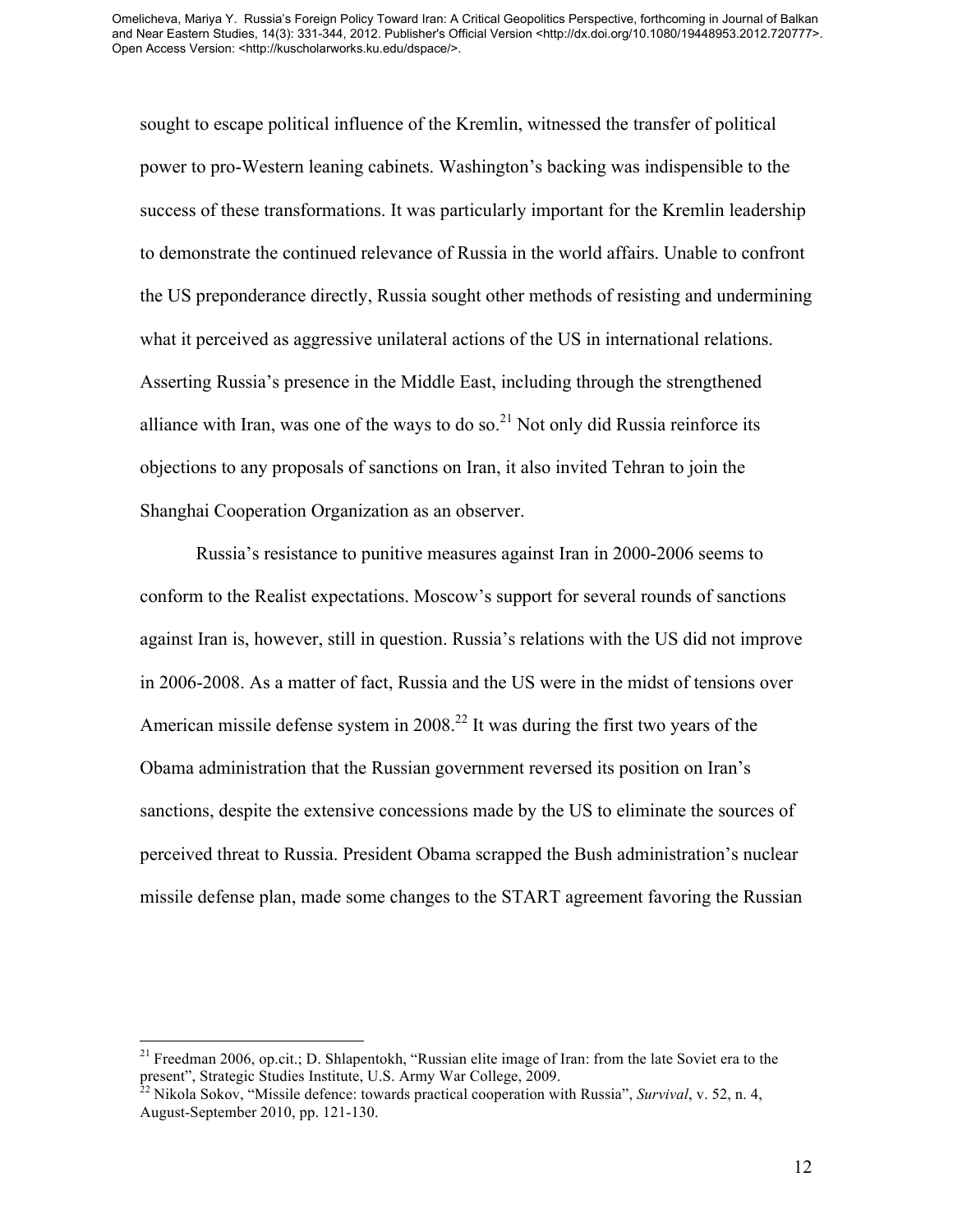sought to escape political influence of the Kremlin, witnessed the transfer of political power to pro-Western leaning cabinets. Washington's backing was indispensible to the success of these transformations. It was particularly important for the Kremlin leadership to demonstrate the continued relevance of Russia in the world affairs. Unable to confront the US preponderance directly, Russia sought other methods of resisting and undermining what it perceived as aggressive unilateral actions of the US in international relations. Asserting Russia's presence in the Middle East, including through the strengthened alliance with Iran, was one of the ways to do so.[21] Not only did Russia reinforce its objections to any proposals of sanctions on Iran, it also invited Tehran to join the Shanghai Cooperation Organization as an observer.

Russia's resistance to punitive measures against Iran in 2000-2006 seems to conform to the Realist expectations. Moscow's support for several rounds of sanctions against Iran is, however, still in question. Russia's relations with the US did not improve in 2006-2008. As a matter of fact, Russia and the US were in the midst of tensions over American missile defense system in 2008.[22] It was during the first two years of the Obama administration that the Russian government reversed its position on Iran's sanctions, despite the extensive concessions made by the US to eliminate the sources of perceived threat to Russia. President Obama scrapped the Bush administration's nuclear missile defense plan, made some changes to the START agreement favoring the Russian

[21] Freedman 2006, op.cit.; D. Shlapentokh, "Russian elite image of Iran: from the late Soviet era to the present", Strategic Studies Institute, U.S. Army War College, 2009.

[22] Nikola Sokov, "Missile defence: towards practical cooperation with Russia", *Survival*, v. 52, n. 4, August-September 2010, pp. 121-130.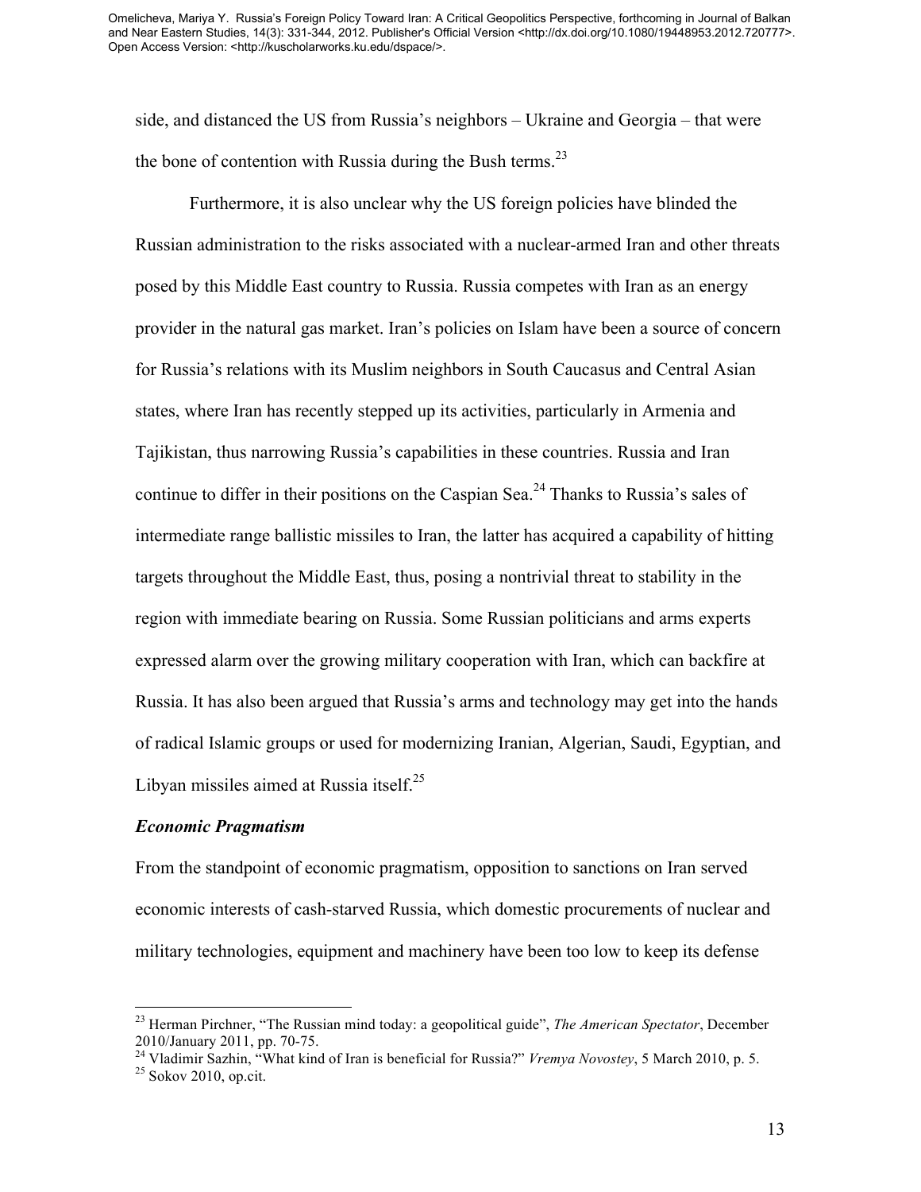side, and distanced the US from Russia's neighbors – Ukraine and Georgia – that were the bone of contention with Russia during the Bush terms.[23]

Furthermore, it is also unclear why the US foreign policies have blinded the Russian administration to the risks associated with a nuclear-armed Iran and other threats posed by this Middle East country to Russia. Russia competes with Iran as an energy provider in the natural gas market. Iran's policies on Islam have been a source of concern for Russia's relations with its Muslim neighbors in South Caucasus and Central Asian states, where Iran has recently stepped up its activities, particularly in Armenia and Tajikistan, thus narrowing Russia's capabilities in these countries. Russia and Iran continue to differ in their positions on the Caspian Sea.[24] Thanks to Russia's sales of intermediate range ballistic missiles to Iran, the latter has acquired a capability of hitting targets throughout the Middle East, thus, posing a nontrivial threat to stability in the region with immediate bearing on Russia. Some Russian politicians and arms experts expressed alarm over the growing military cooperation with Iran, which can backfire at Russia. It has also been argued that Russia's arms and technology may get into the hands of radical Islamic groups or used for modernizing Iranian, Algerian, Saudi, Egyptian, and Libyan missiles aimed at Russia itself.[25]

### *Economic Pragmatism*

From the standpoint of economic pragmatism, opposition to sanctions on Iran served economic interests of cash-starved Russia, which domestic procurements of nuclear and military technologies, equipment and machinery have been too low to keep its defense

---

[23] Herman Pirchner, "The Russian mind today: a geopolitical guide", *The American Spectator*, December 2010/January 2011, pp. 70-75.

[24] Vladimir Sazhin, "What kind of Iran is beneficial for Russia?" *Vremya Novostey*, 5 March 2010, p. 5.

[25] Sokov 2010, op.cit.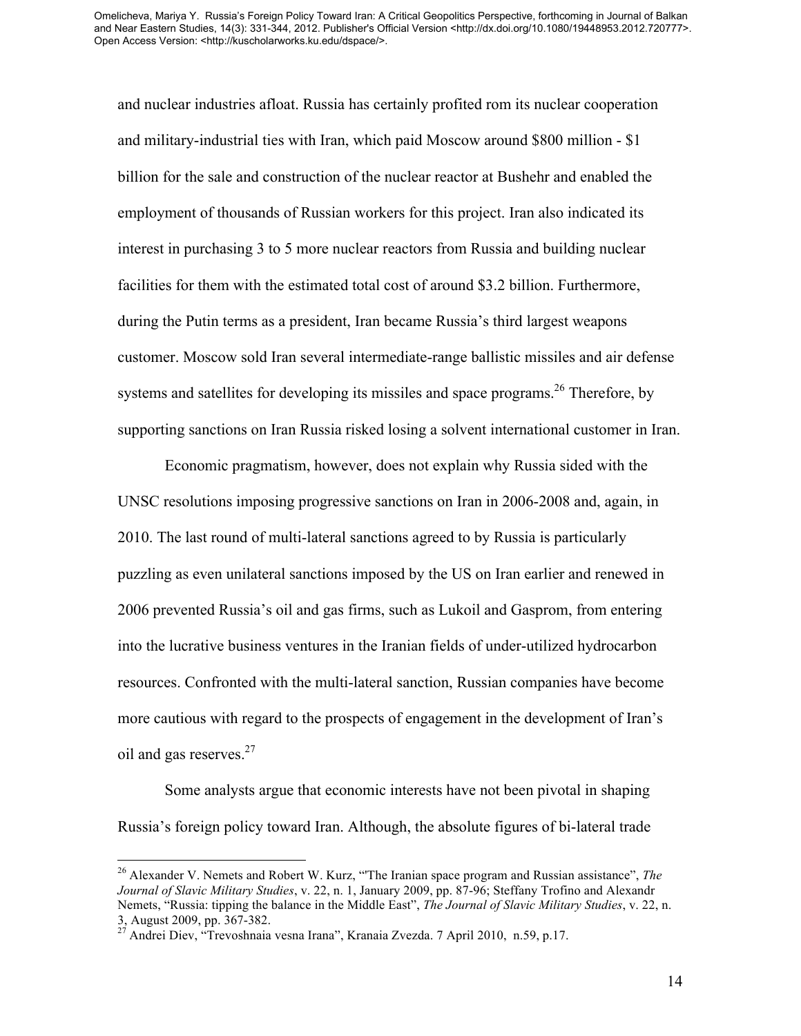and nuclear industries afloat. Russia has certainly profited rom its nuclear cooperation and military-industrial ties with Iran, which paid Moscow around $800 million - $1 billion for the sale and construction of the nuclear reactor at Bushehr and enabled the employment of thousands of Russian workers for this project. Iran also indicated its interest in purchasing 3 to 5 more nuclear reactors from Russia and building nuclear facilities for them with the estimated total cost of around $3.2 billion. Furthermore, during the Putin terms as a president, Iran became Russia's third largest weapons customer. Moscow sold Iran several intermediate-range ballistic missiles and air defense systems and satellites for developing its missiles and space programs.[26] Therefore, by supporting sanctions on Iran Russia risked losing a solvent international customer in Iran.

Economic pragmatism, however, does not explain why Russia sided with the UNSC resolutions imposing progressive sanctions on Iran in 2006-2008 and, again, in 2010. The last round of multi-lateral sanctions agreed to by Russia is particularly puzzling as even unilateral sanctions imposed by the US on Iran earlier and renewed in 2006 prevented Russia's oil and gas firms, such as Lukoil and Gasprom, from entering into the lucrative business ventures in the Iranian fields of under-utilized hydrocarbon resources. Confronted with the multi-lateral sanction, Russian companies have become more cautious with regard to the prospects of engagement in the development of Iran's oil and gas reserves.[27]

Some analysts argue that economic interests have not been pivotal in shaping Russia's foreign policy toward Iran. Although, the absolute figures of bi-lateral trade

---

[26] Alexander V. Nemets and Robert W. Kurz, "'The Iranian space program and Russian assistance", *The Journal of Slavic Military Studies*, v. 22, n. 1, January 2009, pp. 87-96; Steffany Trofino and Alexandr Nemets, "Russia: tipping the balance in the Middle East", *The Journal of Slavic Military Studies*, v. 22, n. 3, August 2009, pp. 367-382.

[27] Andrei Diev, "Trevoshnaia vesna Irana", Kranaia Zvezda. 7 April 2010, n.59, p.17.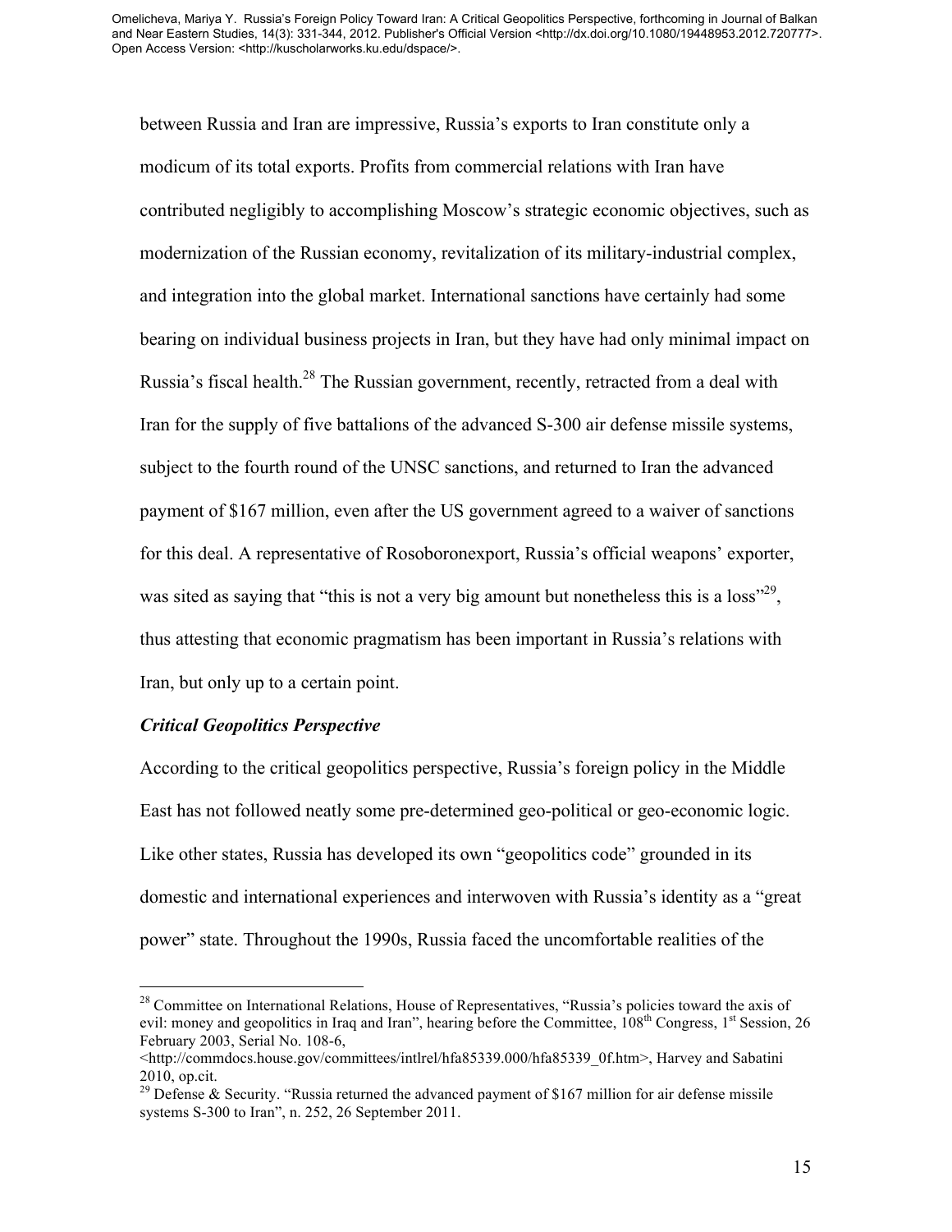between Russia and Iran are impressive, Russia's exports to Iran constitute only a modicum of its total exports. Profits from commercial relations with Iran have contributed negligibly to accomplishing Moscow's strategic economic objectives, such as modernization of the Russian economy, revitalization of its military-industrial complex, and integration into the global market. International sanctions have certainly had some bearing on individual business projects in Iran, but they have had only minimal impact on Russia's fiscal health.[28] The Russian government, recently, retracted from a deal with Iran for the supply of five battalions of the advanced S-300 air defense missile systems, subject to the fourth round of the UNSC sanctions, and returned to Iran the advanced payment of $167 million, even after the US government agreed to a waiver of sanctions for this deal. A representative of Rosoboronexport, Russia's official weapons' exporter, was sited as saying that "this is not a very big amount but nonetheless this is a loss"[29], thus attesting that economic pragmatism has been important in Russia's relations with Iran, but only up to a certain point.

***Critical Geopolitics Perspective***

According to the critical geopolitics perspective, Russia's foreign policy in the Middle East has not followed neatly some pre-determined geo-political or geo-economic logic. Like other states, Russia has developed its own "geopolitics code" grounded in its domestic and international experiences and interwoven with Russia's identity as a "great power" state. Throughout the 1990s, Russia faced the uncomfortable realities of the

---

[28] Committee on International Relations, House of Representatives, "Russia's policies toward the axis of evil: money and geopolitics in Iraq and Iran", hearing before the Committee, 108th Congress, 1st Session, 26 February 2003, Serial No. 108-6, <http://commdocs.house.gov/committees/intlrel/hfa85339.000/hfa85339_0f.htm>, Harvey and Sabatini 2010, op.cit.

[29] Defense & Security. "Russia returned the advanced payment of $167 million for air defense missile systems S-300 to Iran", n. 252, 26 September 2011.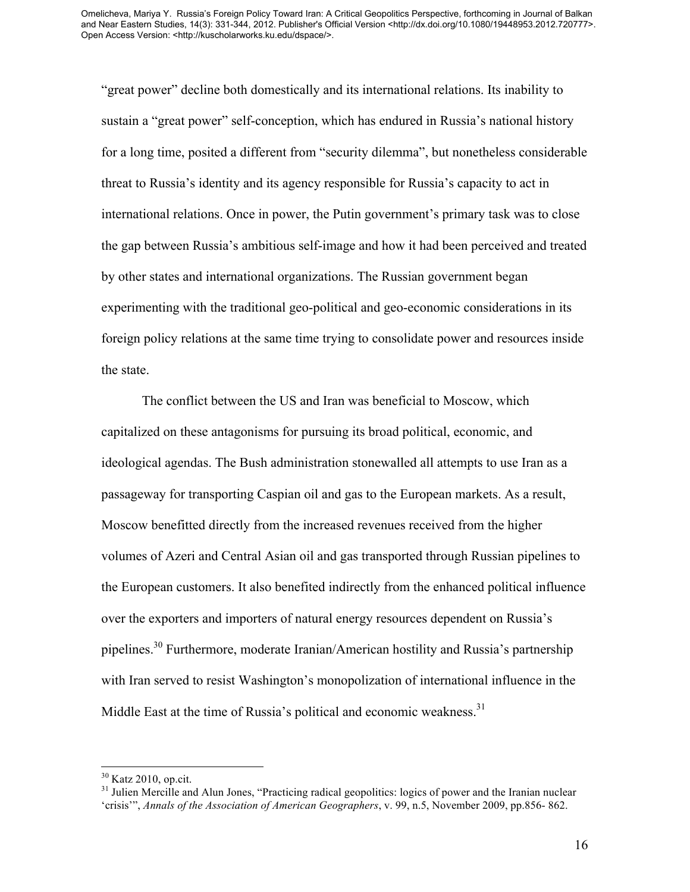"great power" decline both domestically and its international relations. Its inability to sustain a "great power" self-conception, which has endured in Russia's national history for a long time, posited a different from "security dilemma", but nonetheless considerable threat to Russia's identity and its agency responsible for Russia's capacity to act in international relations. Once in power, the Putin government's primary task was to close the gap between Russia's ambitious self-image and how it had been perceived and treated by other states and international organizations. The Russian government began experimenting with the traditional geo-political and geo-economic considerations in its foreign policy relations at the same time trying to consolidate power and resources inside the state.

The conflict between the US and Iran was beneficial to Moscow, which capitalized on these antagonisms for pursuing its broad political, economic, and ideological agendas. The Bush administration stonewalled all attempts to use Iran as a passageway for transporting Caspian oil and gas to the European markets. As a result, Moscow benefitted directly from the increased revenues received from the higher volumes of Azeri and Central Asian oil and gas transported through Russian pipelines to the European customers. It also benefited indirectly from the enhanced political influence over the exporters and importers of natural energy resources dependent on Russia's pipelines.[30] Furthermore, moderate Iranian/American hostility and Russia's partnership with Iran served to resist Washington's monopolization of international influence in the Middle East at the time of Russia's political and economic weakness.[31]

---

[30] Katz 2010, op.cit.

[31] Julien Mercille and Alun Jones, "Practicing radical geopolitics: logics of power and the Iranian nuclear 'crisis'", *Annals of the Association of American Geographers*, v. 99, n.5, November 2009, pp.856- 862.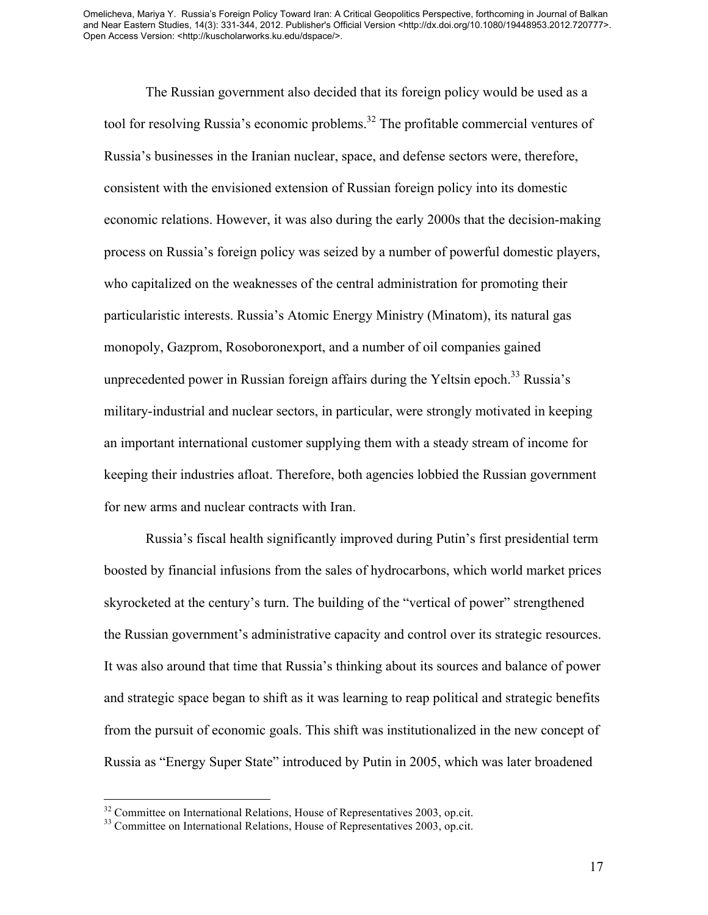The Russian government also decided that its foreign policy would be used as a tool for resolving Russia's economic problems.[32] The profitable commercial ventures of Russia's businesses in the Iranian nuclear, space, and defense sectors were, therefore, consistent with the envisioned extension of Russian foreign policy into its domestic economic relations. However, it was also during the early 2000s that the decision-making process on Russia's foreign policy was seized by a number of powerful domestic players, who capitalized on the weaknesses of the central administration for promoting their particularistic interests. Russia's Atomic Energy Ministry (Minatom), its natural gas monopoly, Gazprom, Rosoboronexport, and a number of oil companies gained unprecedented power in Russian foreign affairs during the Yeltsin epoch.[33] Russia's military-industrial and nuclear sectors, in particular, were strongly motivated in keeping an important international customer supplying them with a steady stream of income for keeping their industries afloat. Therefore, both agencies lobbied the Russian government for new arms and nuclear contracts with Iran.

Russia's fiscal health significantly improved during Putin's first presidential term boosted by financial infusions from the sales of hydrocarbons, which world market prices skyrocketed at the century's turn. The building of the "vertical of power" strengthened the Russian government's administrative capacity and control over its strategic resources. It was also around that time that Russia's thinking about its sources and balance of power and strategic space began to shift as it was learning to reap political and strategic benefits from the pursuit of economic goals. This shift was institutionalized in the new concept of Russia as "Energy Super State" introduced by Putin in 2005, which was later broadened

[32] Committee on International Relations, House of Representatives 2003, op.cit.

[33] Committee on International Relations, House of Representatives 2003, op.cit.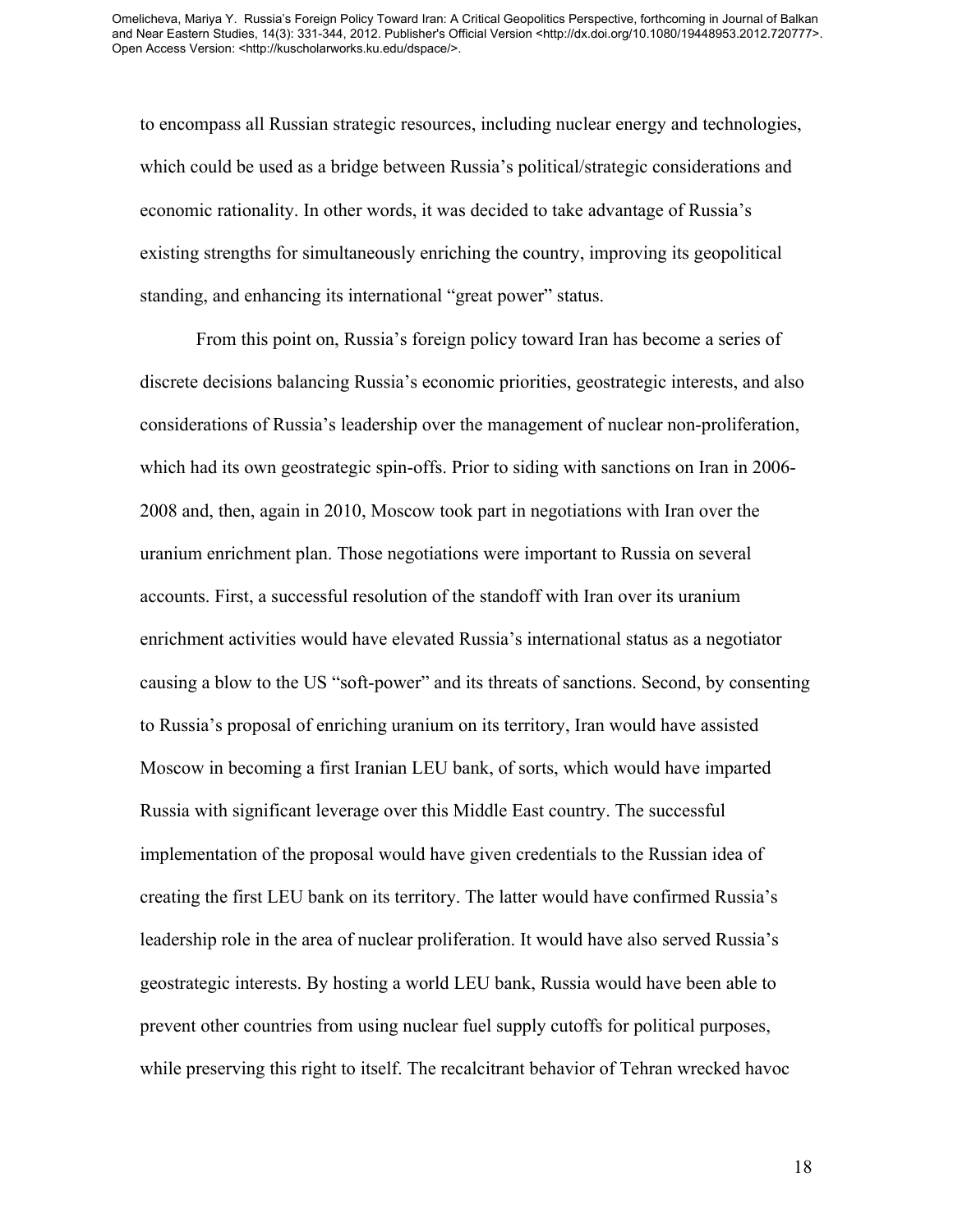to encompass all Russian strategic resources, including nuclear energy and technologies, which could be used as a bridge between Russia's political/strategic considerations and economic rationality. In other words, it was decided to take advantage of Russia's existing strengths for simultaneously enriching the country, improving its geopolitical standing, and enhancing its international "great power" status.

From this point on, Russia's foreign policy toward Iran has become a series of discrete decisions balancing Russia's economic priorities, geostrategic interests, and also considerations of Russia's leadership over the management of nuclear non-proliferation, which had its own geostrategic spin-offs. Prior to siding with sanctions on Iran in 2006-2008 and, then, again in 2010, Moscow took part in negotiations with Iran over the uranium enrichment plan. Those negotiations were important to Russia on several accounts. First, a successful resolution of the standoff with Iran over its uranium enrichment activities would have elevated Russia's international status as a negotiator causing a blow to the US "soft-power" and its threats of sanctions. Second, by consenting to Russia's proposal of enriching uranium on its territory, Iran would have assisted Moscow in becoming a first Iranian LEU bank, of sorts, which would have imparted Russia with significant leverage over this Middle East country. The successful implementation of the proposal would have given credentials to the Russian idea of creating the first LEU bank on its territory. The latter would have confirmed Russia's leadership role in the area of nuclear proliferation. It would have also served Russia's geostrategic interests. By hosting a world LEU bank, Russia would have been able to prevent other countries from using nuclear fuel supply cutoffs for political purposes, while preserving this right to itself. The recalcitrant behavior of Tehran wrecked havoc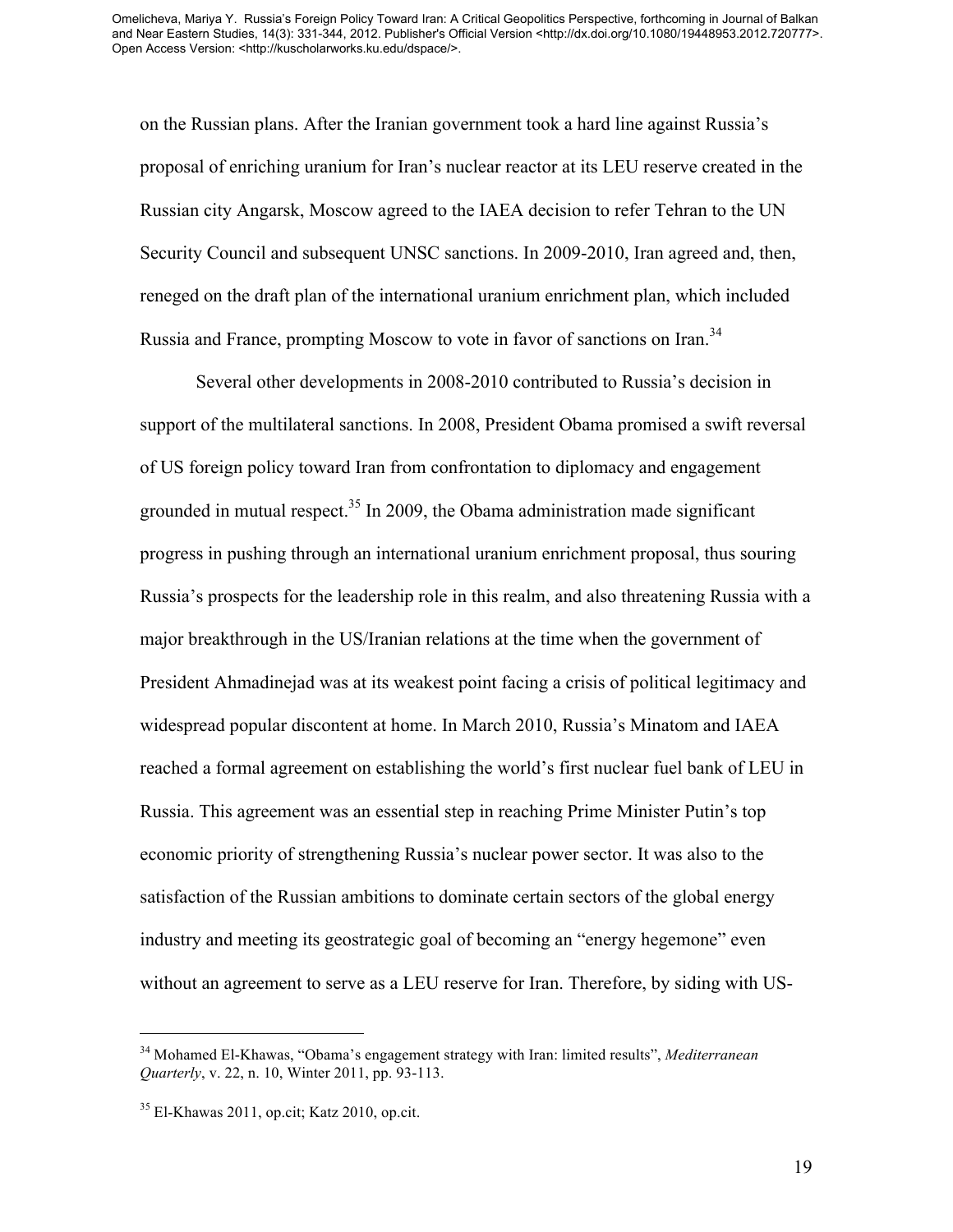on the Russian plans. After the Iranian government took a hard line against Russia's proposal of enriching uranium for Iran's nuclear reactor at its LEU reserve created in the Russian city Angarsk, Moscow agreed to the IAEA decision to refer Tehran to the UN Security Council and subsequent UNSC sanctions. In 2009-2010, Iran agreed and, then, reneged on the draft plan of the international uranium enrichment plan, which included Russia and France, prompting Moscow to vote in favor of sanctions on Iran.[34]

Several other developments in 2008-2010 contributed to Russia's decision in support of the multilateral sanctions. In 2008, President Obama promised a swift reversal of US foreign policy toward Iran from confrontation to diplomacy and engagement grounded in mutual respect.[35] In 2009, the Obama administration made significant progress in pushing through an international uranium enrichment proposal, thus souring Russia's prospects for the leadership role in this realm, and also threatening Russia with a major breakthrough in the US/Iranian relations at the time when the government of President Ahmadinejad was at its weakest point facing a crisis of political legitimacy and widespread popular discontent at home. In March 2010, Russia's Minatom and IAEA reached a formal agreement on establishing the world's first nuclear fuel bank of LEU in Russia. This agreement was an essential step in reaching Prime Minister Putin's top economic priority of strengthening Russia's nuclear power sector. It was also to the satisfaction of the Russian ambitions to dominate certain sectors of the global energy industry and meeting its geostrategic goal of becoming an "energy hegemone" even without an agreement to serve as a LEU reserve for Iran. Therefore, by siding with US-

---

[34] Mohamed El-Khawas, "Obama's engagement strategy with Iran: limited results", *Mediterranean Quarterly*, v. 22, n. 10, Winter 2011, pp. 93-113.

[35] El-Khawas 2011, op.cit; Katz 2010, op.cit.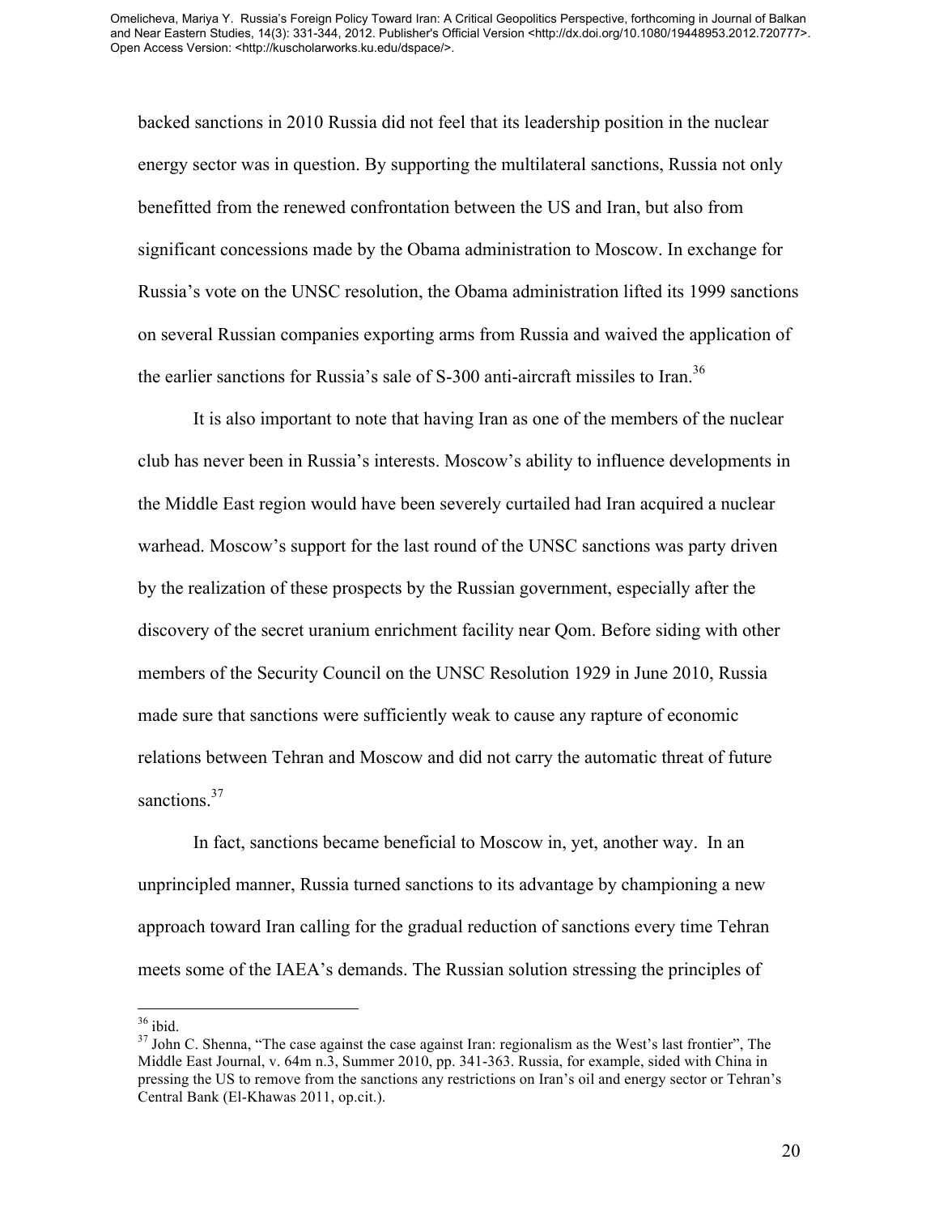backed sanctions in 2010 Russia did not feel that its leadership position in the nuclear energy sector was in question. By supporting the multilateral sanctions, Russia not only benefitted from the renewed confrontation between the US and Iran, but also from significant concessions made by the Obama administration to Moscow. In exchange for Russia's vote on the UNSC resolution, the Obama administration lifted its 1999 sanctions on several Russian companies exporting arms from Russia and waived the application of the earlier sanctions for Russia's sale of S-300 anti-aircraft missiles to Iran.[36]

It is also important to note that having Iran as one of the members of the nuclear club has never been in Russia's interests. Moscow's ability to influence developments in the Middle East region would have been severely curtailed had Iran acquired a nuclear warhead. Moscow's support for the last round of the UNSC sanctions was party driven by the realization of these prospects by the Russian government, especially after the discovery of the secret uranium enrichment facility near Qom. Before siding with other members of the Security Council on the UNSC Resolution 1929 in June 2010, Russia made sure that sanctions were sufficiently weak to cause any rapture of economic relations between Tehran and Moscow and did not carry the automatic threat of future sanctions.[37]

In fact, sanctions became beneficial to Moscow in, yet, another way. In an unprincipled manner, Russia turned sanctions to its advantage by championing a new approach toward Iran calling for the gradual reduction of sanctions every time Tehran meets some of the IAEA's demands. The Russian solution stressing the principles of

---

[36] ibid.

[37] John C. Shenna, "The case against the case against Iran: regionalism as the West's last frontier", The Middle East Journal, v. 64m n.3, Summer 2010, pp. 341-363. Russia, for example, sided with China in pressing the US to remove from the sanctions any restrictions on Iran's oil and energy sector or Tehran's Central Bank (El-Khawas 2011, op.cit.).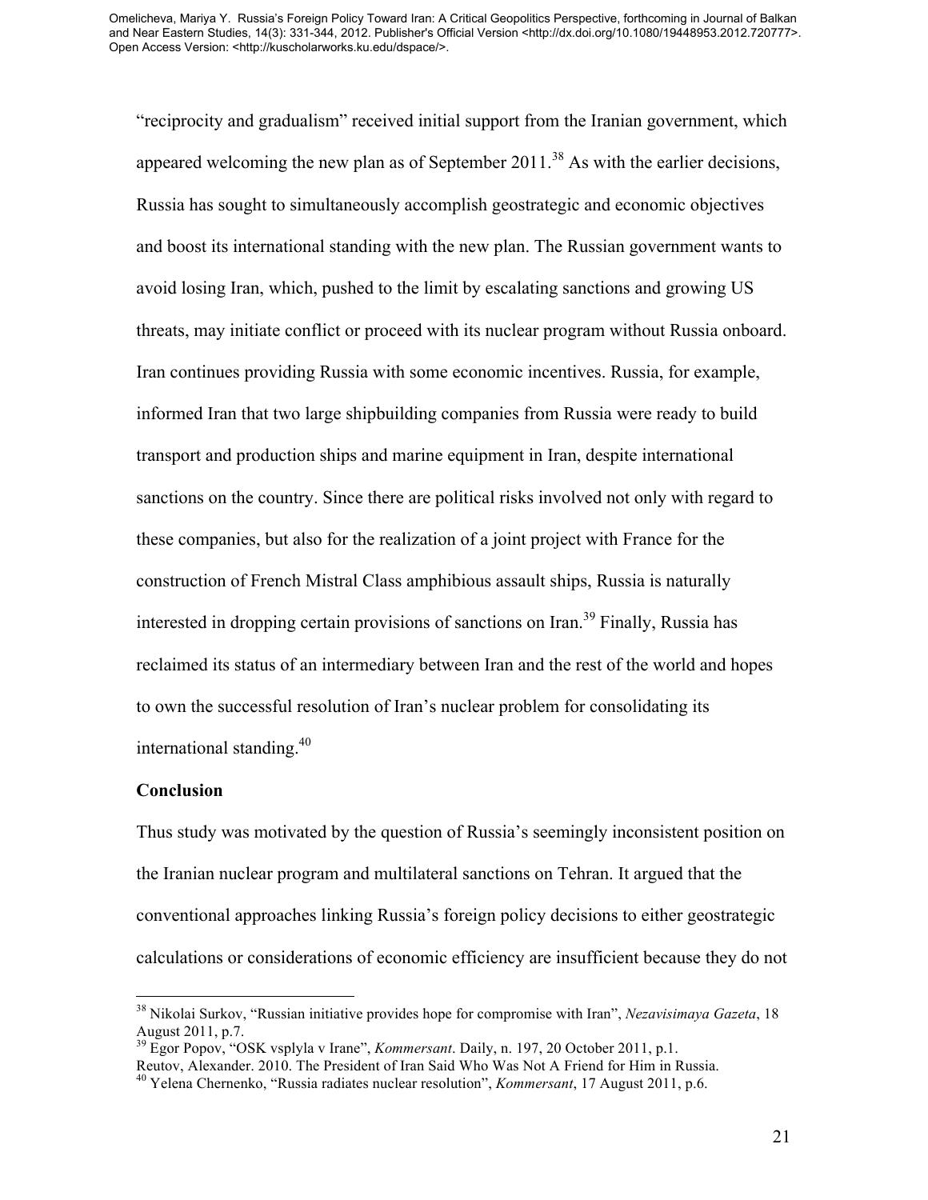"reciprocity and gradualism" received initial support from the Iranian government, which appeared welcoming the new plan as of September 2011.[38] As with the earlier decisions, Russia has sought to simultaneously accomplish geostrategic and economic objectives and boost its international standing with the new plan. The Russian government wants to avoid losing Iran, which, pushed to the limit by escalating sanctions and growing US threats, may initiate conflict or proceed with its nuclear program without Russia onboard. Iran continues providing Russia with some economic incentives. Russia, for example, informed Iran that two large shipbuilding companies from Russia were ready to build transport and production ships and marine equipment in Iran, despite international sanctions on the country. Since there are political risks involved not only with regard to these companies, but also for the realization of a joint project with France for the construction of French Mistral Class amphibious assault ships, Russia is naturally interested in dropping certain provisions of sanctions on Iran.[39] Finally, Russia has reclaimed its status of an intermediary between Iran and the rest of the world and hopes to own the successful resolution of Iran's nuclear problem for consolidating its international standing.[40]

**Conclusion**

Thus study was motivated by the question of Russia's seemingly inconsistent position on the Iranian nuclear program and multilateral sanctions on Tehran. It argued that the conventional approaches linking Russia's foreign policy decisions to either geostrategic calculations or considerations of economic efficiency are insufficient because they do not

---

[38] Nikolai Surkov, "Russian initiative provides hope for compromise with Iran", *Nezavisimaya Gazeta*, 18 August 2011, p.7.

[39] Egor Popov, "OSK vsplyla v Irane", *Kommersant*. Daily, n. 197, 20 October 2011, p.1. Reutov, Alexander. 2010. The President of Iran Said Who Was Not A Friend for Him in Russia.

[40] Yelena Chernenko, "Russia radiates nuclear resolution", *Kommersant*, 17 August 2011, p.6.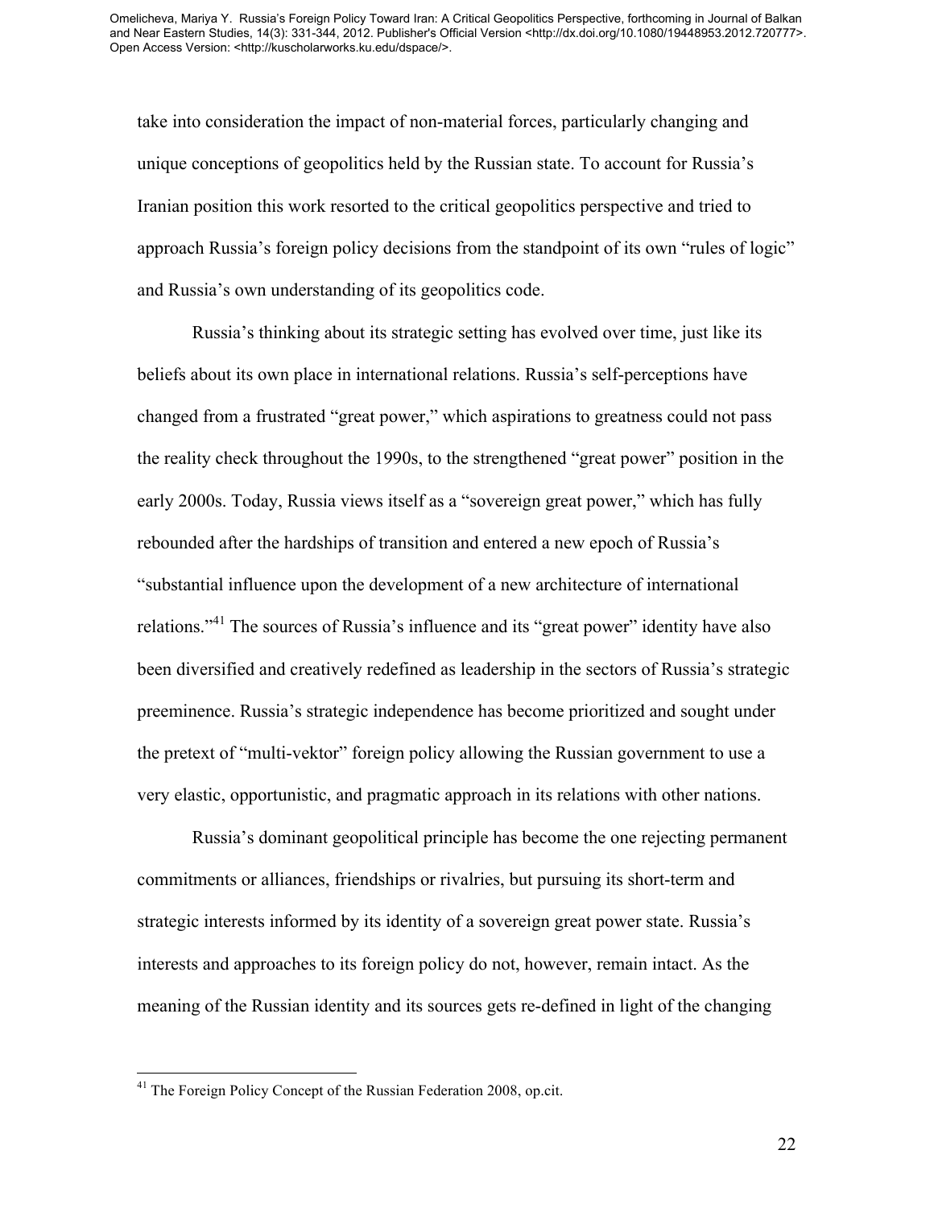take into consideration the impact of non-material forces, particularly changing and unique conceptions of geopolitics held by the Russian state. To account for Russia's Iranian position this work resorted to the critical geopolitics perspective and tried to approach Russia's foreign policy decisions from the standpoint of its own "rules of logic" and Russia's own understanding of its geopolitics code.

Russia's thinking about its strategic setting has evolved over time, just like its beliefs about its own place in international relations. Russia's self-perceptions have changed from a frustrated "great power," which aspirations to greatness could not pass the reality check throughout the 1990s, to the strengthened "great power" position in the early 2000s. Today, Russia views itself as a "sovereign great power," which has fully rebounded after the hardships of transition and entered a new epoch of Russia's "substantial influence upon the development of a new architecture of international relations."[41] The sources of Russia's influence and its "great power" identity have also been diversified and creatively redefined as leadership in the sectors of Russia's strategic preeminence. Russia's strategic independence has become prioritized and sought under the pretext of "multi-vektor" foreign policy allowing the Russian government to use a very elastic, opportunistic, and pragmatic approach in its relations with other nations.

Russia's dominant geopolitical principle has become the one rejecting permanent commitments or alliances, friendships or rivalries, but pursuing its short-term and strategic interests informed by its identity of a sovereign great power state. Russia's interests and approaches to its foreign policy do not, however, remain intact. As the meaning of the Russian identity and its sources gets re-defined in light of the changing

[41] The Foreign Policy Concept of the Russian Federation 2008, op.cit.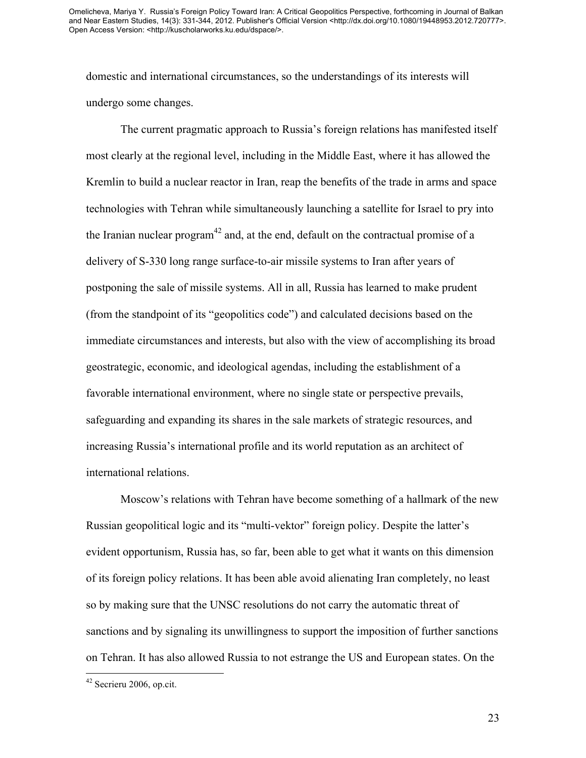domestic and international circumstances, so the understandings of its interests will undergo some changes.

The current pragmatic approach to Russia's foreign relations has manifested itself most clearly at the regional level, including in the Middle East, where it has allowed the Kremlin to build a nuclear reactor in Iran, reap the benefits of the trade in arms and space technologies with Tehran while simultaneously launching a satellite for Israel to pry into the Iranian nuclear program[42] and, at the end, default on the contractual promise of a delivery of S-330 long range surface-to-air missile systems to Iran after years of postponing the sale of missile systems. All in all, Russia has learned to make prudent (from the standpoint of its "geopolitics code") and calculated decisions based on the immediate circumstances and interests, but also with the view of accomplishing its broad geostrategic, economic, and ideological agendas, including the establishment of a favorable international environment, where no single state or perspective prevails, safeguarding and expanding its shares in the sale markets of strategic resources, and increasing Russia's international profile and its world reputation as an architect of international relations.

Moscow's relations with Tehran have become something of a hallmark of the new Russian geopolitical logic and its "multi-vektor" foreign policy. Despite the latter's evident opportunism, Russia has, so far, been able to get what it wants on this dimension of its foreign policy relations. It has been able avoid alienating Iran completely, no least so by making sure that the UNSC resolutions do not carry the automatic threat of sanctions and by signaling its unwillingness to support the imposition of further sanctions on Tehran. It has also allowed Russia to not estrange the US and European states. On the

[42] Secrieru 2006, op.cit.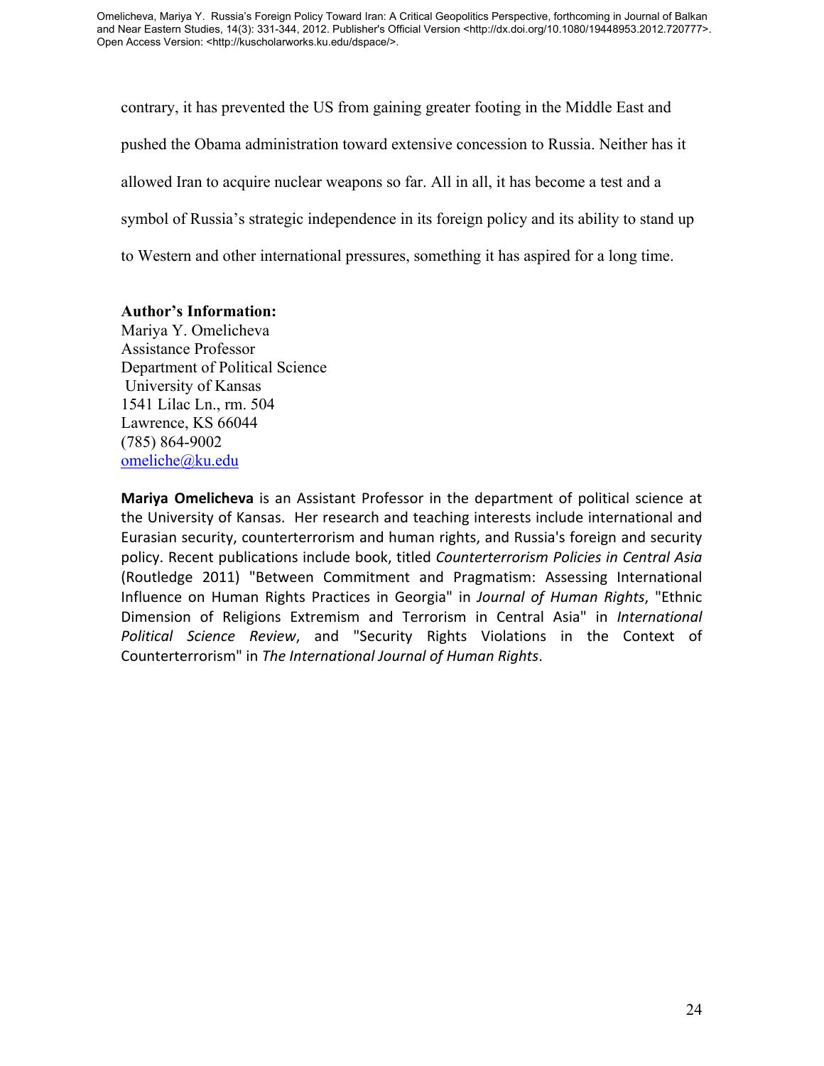contrary, it has prevented the US from gaining greater footing in the Middle East and pushed the Obama administration toward extensive concession to Russia. Neither has it allowed Iran to acquire nuclear weapons so far. All in all, it has become a test and a symbol of Russia's strategic independence in its foreign policy and its ability to stand up to Western and other international pressures, something it has aspired for a long time.

**Author's Information:**
Mariya Y. Omelicheva
Assistance Professor
Department of Political Science
University of Kansas
1541 Lilac Ln., rm. 504
Lawrence, KS 66044
(785) 864-9002
omeliche@ku.edu

**Mariya Omelicheva** is an Assistant Professor in the department of political science at the University of Kansas. Her research and teaching interests include international and Eurasian security, counterterrorism and human rights, and Russia's foreign and security policy. Recent publications include book, titled *Counterterrorism Policies in Central Asia* (Routledge 2011) "Between Commitment and Pragmatism: Assessing International Influence on Human Rights Practices in Georgia" in *Journal of Human Rights*, "Ethnic Dimension of Religions Extremism and Terrorism in Central Asia" in *International Political Science Review*, and "Security Rights Violations in the Context of Counterterrorism" in *The International Journal of Human Rights*.